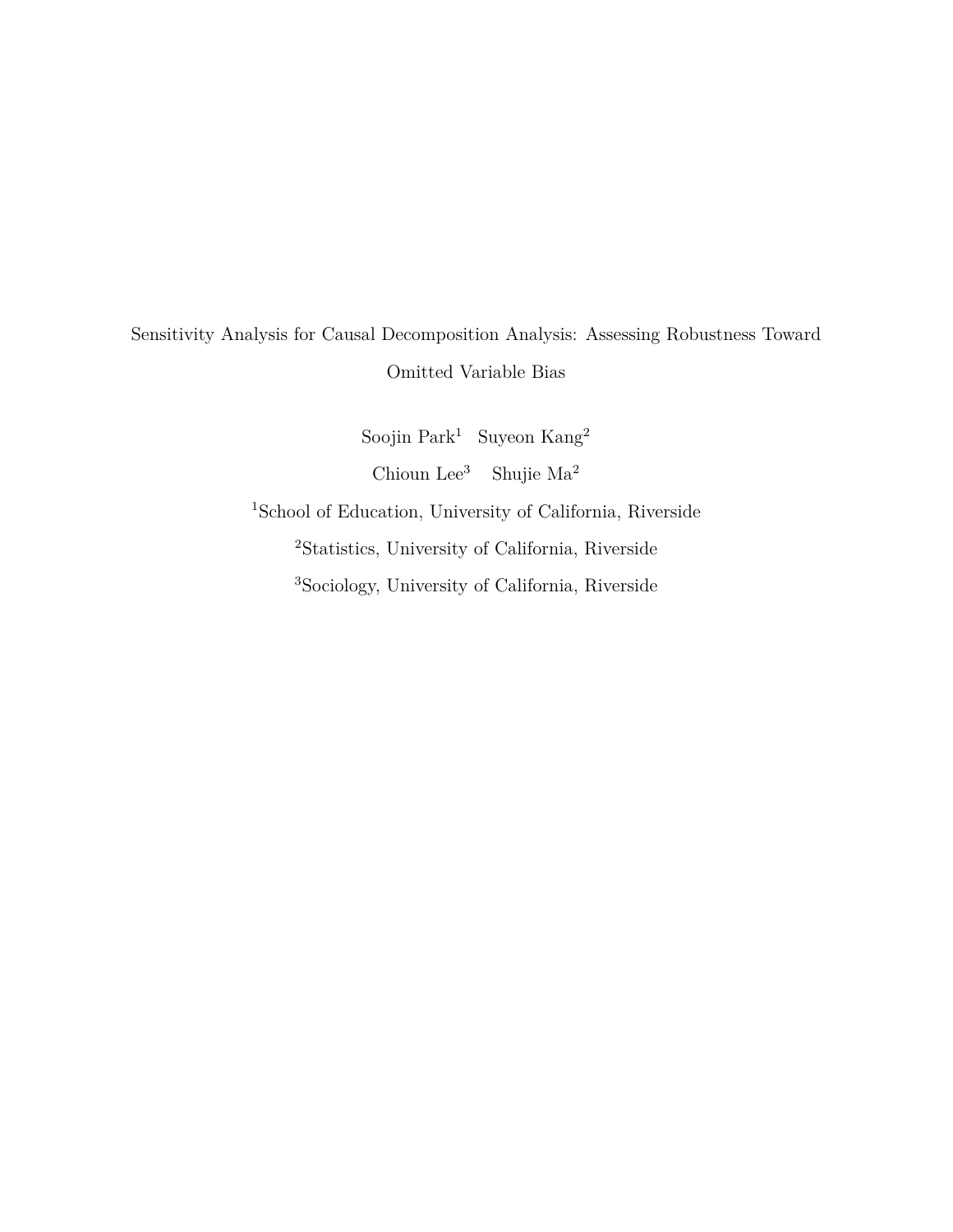# Sensitivity Analysis for Causal Decomposition Analysis: Assessing Robustness Toward Omitted Variable Bias

Soojin Park[1] Suyeon Kang[2]

Chioun Lee[3] Shujie Ma[2]

[1]School of Education, University of California, Riverside

[2]Statistics, University of California, Riverside

[3]Sociology, University of California, Riverside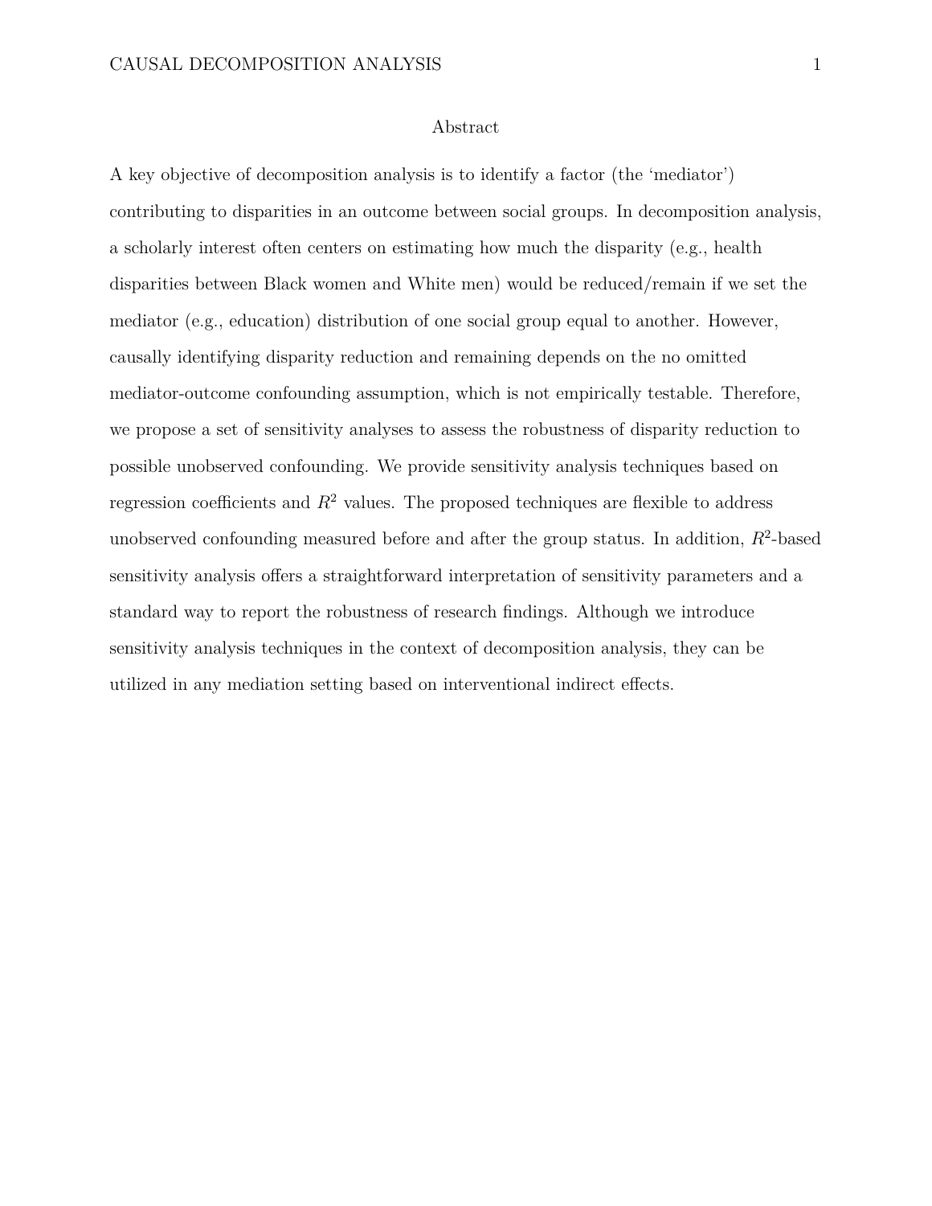## Abstract

A key objective of decomposition analysis is to identify a factor (the 'mediator') contributing to disparities in an outcome between social groups. In decomposition analysis, a scholarly interest often centers on estimating how much the disparity (e.g., health disparities between Black women and White men) would be reduced/remain if we set the mediator (e.g., education) distribution of one social group equal to another. However, causally identifying disparity reduction and remaining depends on the no omitted mediator-outcome confounding assumption, which is not empirically testable. Therefore, we propose a set of sensitivity analyses to assess the robustness of disparity reduction to possible unobserved confounding. We provide sensitivity analysis techniques based on regression coefficients and $R^2$ values. The proposed techniques are flexible to address unobserved confounding measured before and after the group status. In addition, $R^2$-based sensitivity analysis offers a straightforward interpretation of sensitivity parameters and a standard way to report the robustness of research findings. Although we introduce sensitivity analysis techniques in the context of decomposition analysis, they can be utilized in any mediation setting based on interventional indirect effects.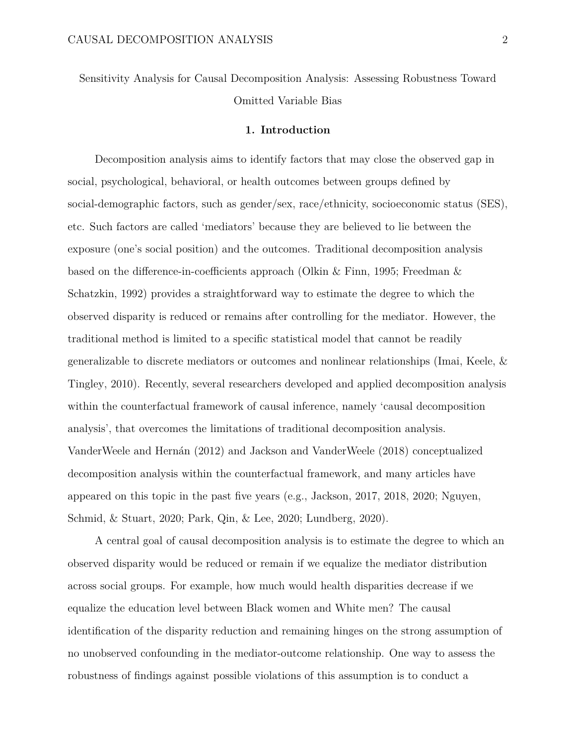Sensitivity Analysis for Causal Decomposition Analysis: Assessing Robustness Toward Omitted Variable Bias

## 1. Introduction

Decomposition analysis aims to identify factors that may close the observed gap in social, psychological, behavioral, or health outcomes between groups defined by social-demographic factors, such as gender/sex, race/ethnicity, socioeconomic status (SES), etc. Such factors are called 'mediators' because they are believed to lie between the exposure (one's social position) and the outcomes. Traditional decomposition analysis based on the difference-in-coefficients approach (Olkin & Finn, 1995; Freedman & Schatzkin, 1992) provides a straightforward way to estimate the degree to which the observed disparity is reduced or remains after controlling for the mediator. However, the traditional method is limited to a specific statistical model that cannot be readily generalizable to discrete mediators or outcomes and nonlinear relationships (Imai, Keele, & Tingley, 2010). Recently, several researchers developed and applied decomposition analysis within the counterfactual framework of causal inference, namely 'causal decomposition analysis', that overcomes the limitations of traditional decomposition analysis. VanderWeele and Hernán (2012) and Jackson and VanderWeele (2018) conceptualized decomposition analysis within the counterfactual framework, and many articles have appeared on this topic in the past five years (e.g., Jackson, 2017, 2018, 2020; Nguyen, Schmid, & Stuart, 2020; Park, Qin, & Lee, 2020; Lundberg, 2020).

A central goal of causal decomposition analysis is to estimate the degree to which an observed disparity would be reduced or remain if we equalize the mediator distribution across social groups. For example, how much would health disparities decrease if we equalize the education level between Black women and White men? The causal identification of the disparity reduction and remaining hinges on the strong assumption of no unobserved confounding in the mediator-outcome relationship. One way to assess the robustness of findings against possible violations of this assumption is to conduct a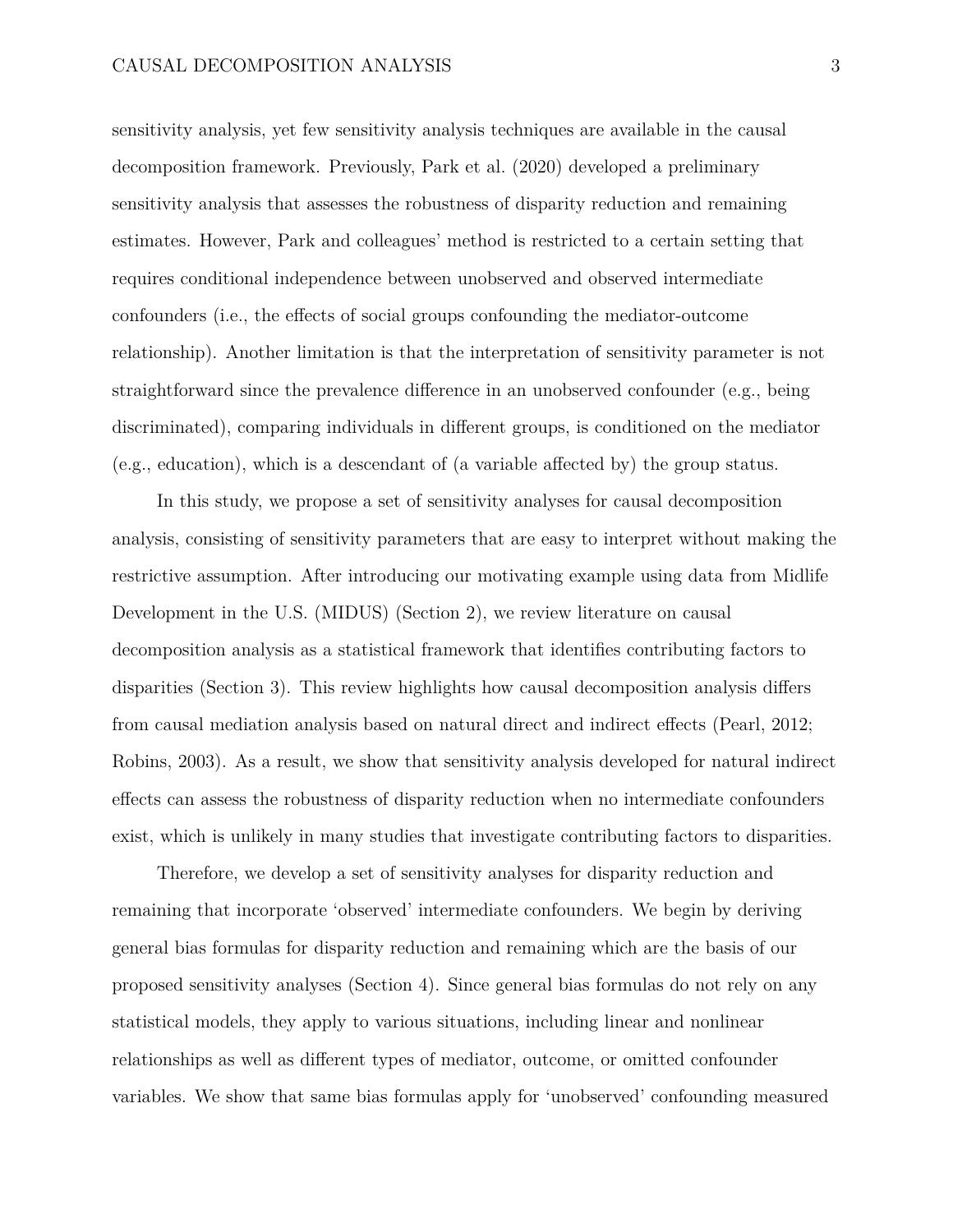sensitivity analysis, yet few sensitivity analysis techniques are available in the causal decomposition framework. Previously, Park et al. (2020) developed a preliminary sensitivity analysis that assesses the robustness of disparity reduction and remaining estimates. However, Park and colleagues' method is restricted to a certain setting that requires conditional independence between unobserved and observed intermediate confounders (i.e., the effects of social groups confounding the mediator-outcome relationship). Another limitation is that the interpretation of sensitivity parameter is not straightforward since the prevalence difference in an unobserved confounder (e.g., being discriminated), comparing individuals in different groups, is conditioned on the mediator (e.g., education), which is a descendant of (a variable affected by) the group status.

In this study, we propose a set of sensitivity analyses for causal decomposition analysis, consisting of sensitivity parameters that are easy to interpret without making the restrictive assumption. After introducing our motivating example using data from Midlife Development in the U.S. (MIDUS) (Section 2), we review literature on causal decomposition analysis as a statistical framework that identifies contributing factors to disparities (Section 3). This review highlights how causal decomposition analysis differs from causal mediation analysis based on natural direct and indirect effects (Pearl, 2012; Robins, 2003). As a result, we show that sensitivity analysis developed for natural indirect effects can assess the robustness of disparity reduction when no intermediate confounders exist, which is unlikely in many studies that investigate contributing factors to disparities.

Therefore, we develop a set of sensitivity analyses for disparity reduction and remaining that incorporate 'observed' intermediate confounders. We begin by deriving general bias formulas for disparity reduction and remaining which are the basis of our proposed sensitivity analyses (Section 4). Since general bias formulas do not rely on any statistical models, they apply to various situations, including linear and nonlinear relationships as well as different types of mediator, outcome, or omitted confounder variables. We show that same bias formulas apply for 'unobserved' confounding measured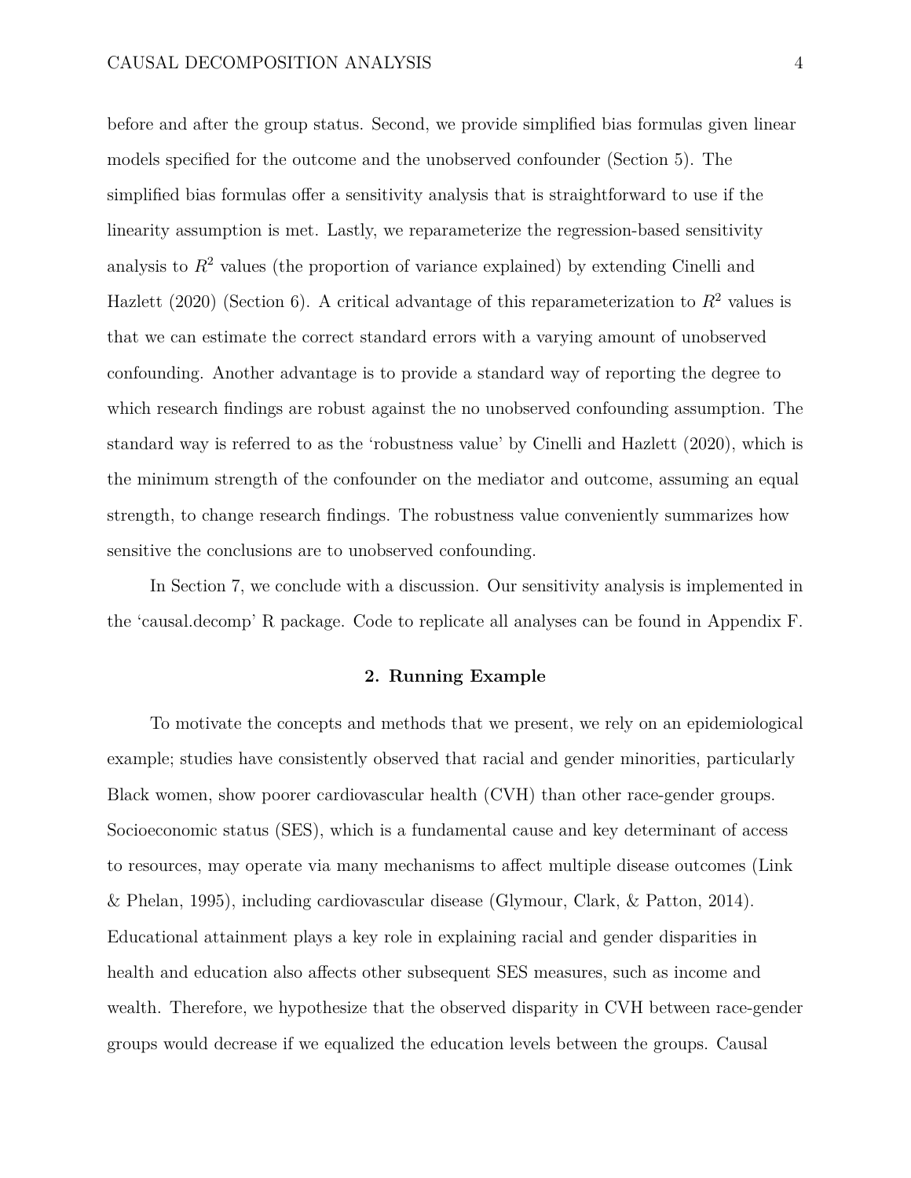before and after the group status. Second, we provide simplified bias formulas given linear models specified for the outcome and the unobserved confounder (Section 5). The simplified bias formulas offer a sensitivity analysis that is straightforward to use if the linearity assumption is met. Lastly, we reparameterize the regression-based sensitivity analysis to $R^2$ values (the proportion of variance explained) by extending Cinelli and Hazlett (2020) (Section 6). A critical advantage of this reparameterization to $R^2$ values is that we can estimate the correct standard errors with a varying amount of unobserved confounding. Another advantage is to provide a standard way of reporting the degree to which research findings are robust against the no unobserved confounding assumption. The standard way is referred to as the 'robustness value' by Cinelli and Hazlett (2020), which is the minimum strength of the confounder on the mediator and outcome, assuming an equal strength, to change research findings. The robustness value conveniently summarizes how sensitive the conclusions are to unobserved confounding.

In Section 7, we conclude with a discussion. Our sensitivity analysis is implemented in the 'causal.decomp' R package. Code to replicate all analyses can be found in Appendix F.

## 2. Running Example

To motivate the concepts and methods that we present, we rely on an epidemiological example; studies have consistently observed that racial and gender minorities, particularly Black women, show poorer cardiovascular health (CVH) than other race-gender groups. Socioeconomic status (SES), which is a fundamental cause and key determinant of access to resources, may operate via many mechanisms to affect multiple disease outcomes (Link & Phelan, 1995), including cardiovascular disease (Glymour, Clark, & Patton, 2014). Educational attainment plays a key role in explaining racial and gender disparities in health and education also affects other subsequent SES measures, such as income and wealth. Therefore, we hypothesize that the observed disparity in CVH between race-gender groups would decrease if we equalized the education levels between the groups. Causal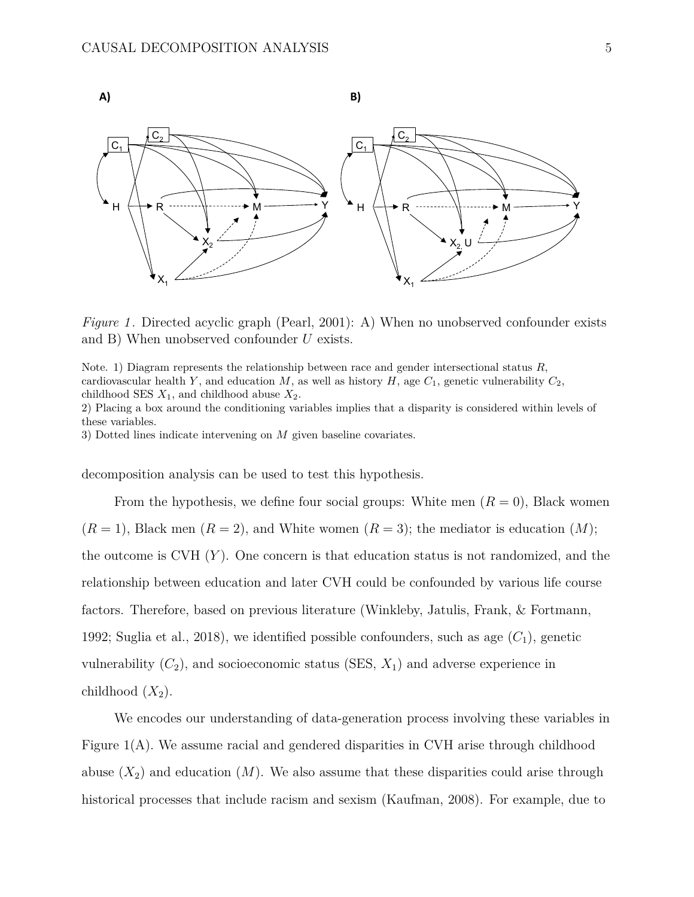*Figure 1*. Directed acyclic graph (Pearl, 2001): A) When no unobserved confounder exists and B) When unobserved confounder $U$ exists.

Note. 1) Diagram represents the relationship between race and gender intersectional status $R$, cardiovascular health $Y$, and education $M$, as well as history $H$, age $C_1$, genetic vulnerability $C_2$, childhood SES $X_1$, and childhood abuse $X_2$.
2) Placing a box around the conditioning variables implies that a disparity is considered within levels of these variables.
3) Dotted lines indicate intervening on $M$ given baseline covariates.

decomposition analysis can be used to test this hypothesis.

From the hypothesis, we define four social groups: White men ($R = 0$), Black women ($R = 1$), Black men ($R = 2$), and White women ($R = 3$); the mediator is education ($M$); the outcome is CVH ($Y$). One concern is that education status is not randomized, and the relationship between education and later CVH could be confounded by various life course factors. Therefore, based on previous literature (Winkleby, Jatulis, Frank, & Fortmann, 1992; Suglia et al., 2018), we identified possible confounders, such as age ($C_1$), genetic vulnerability ($C_2$), and socioeconomic status (SES, $X_1$) and adverse experience in childhood ($X_2$).

We encodes our understanding of data-generation process involving these variables in Figure 1(A). We assume racial and gendered disparities in CVH arise through childhood abuse ($X_2$) and education ($M$). We also assume that these disparities could arise through historical processes that include racism and sexism (Kaufman, 2008). For example, due to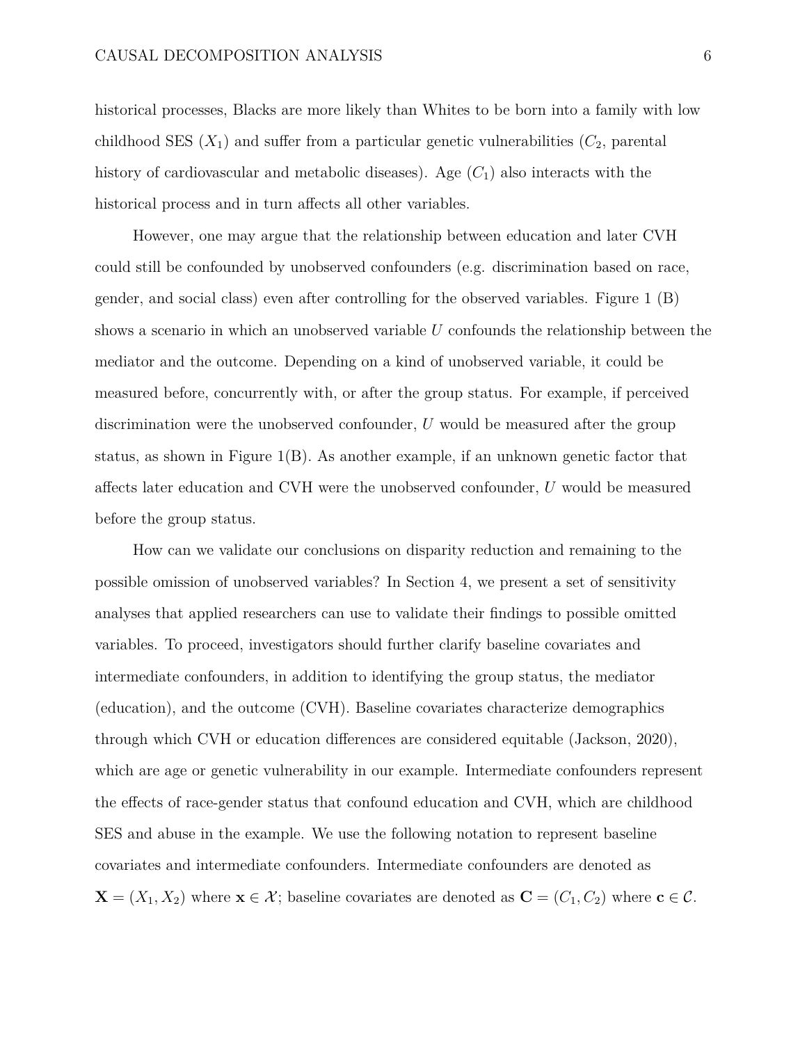historical processes, Blacks are more likely than Whites to be born into a family with low childhood SES ($X_1$) and suffer from a particular genetic vulnerabilities ($C_2$, parental history of cardiovascular and metabolic diseases). Age ($C_1$) also interacts with the historical process and in turn affects all other variables.

However, one may argue that the relationship between education and later CVH could still be confounded by unobserved confounders (e.g. discrimination based on race, gender, and social class) even after controlling for the observed variables. Figure 1 (B) shows a scenario in which an unobserved variable $U$ confounds the relationship between the mediator and the outcome. Depending on a kind of unobserved variable, it could be measured before, concurrently with, or after the group status. For example, if perceived discrimination were the unobserved confounder, $U$ would be measured after the group status, as shown in Figure 1(B). As another example, if an unknown genetic factor that affects later education and CVH were the unobserved confounder, $U$ would be measured before the group status.

How can we validate our conclusions on disparity reduction and remaining to the possible omission of unobserved variables? In Section 4, we present a set of sensitivity analyses that applied researchers can use to validate their findings to possible omitted variables. To proceed, investigators should further clarify baseline covariates and intermediate confounders, in addition to identifying the group status, the mediator (education), and the outcome (CVH). Baseline covariates characterize demographics through which CVH or education differences are considered equitable (Jackson, 2020), which are age or genetic vulnerability in our example. Intermediate confounders represent the effects of race-gender status that confound education and CVH, which are childhood SES and abuse in the example. We use the following notation to represent baseline covariates and intermediate confounders. Intermediate confounders are denoted as $\mathbf{X} = (X_1, X_2)$ where $\mathbf{x} \in \mathcal{X}$; baseline covariates are denoted as $\mathbf{C} = (C_1, C_2)$ where $\mathbf{c} \in \mathcal{C}$.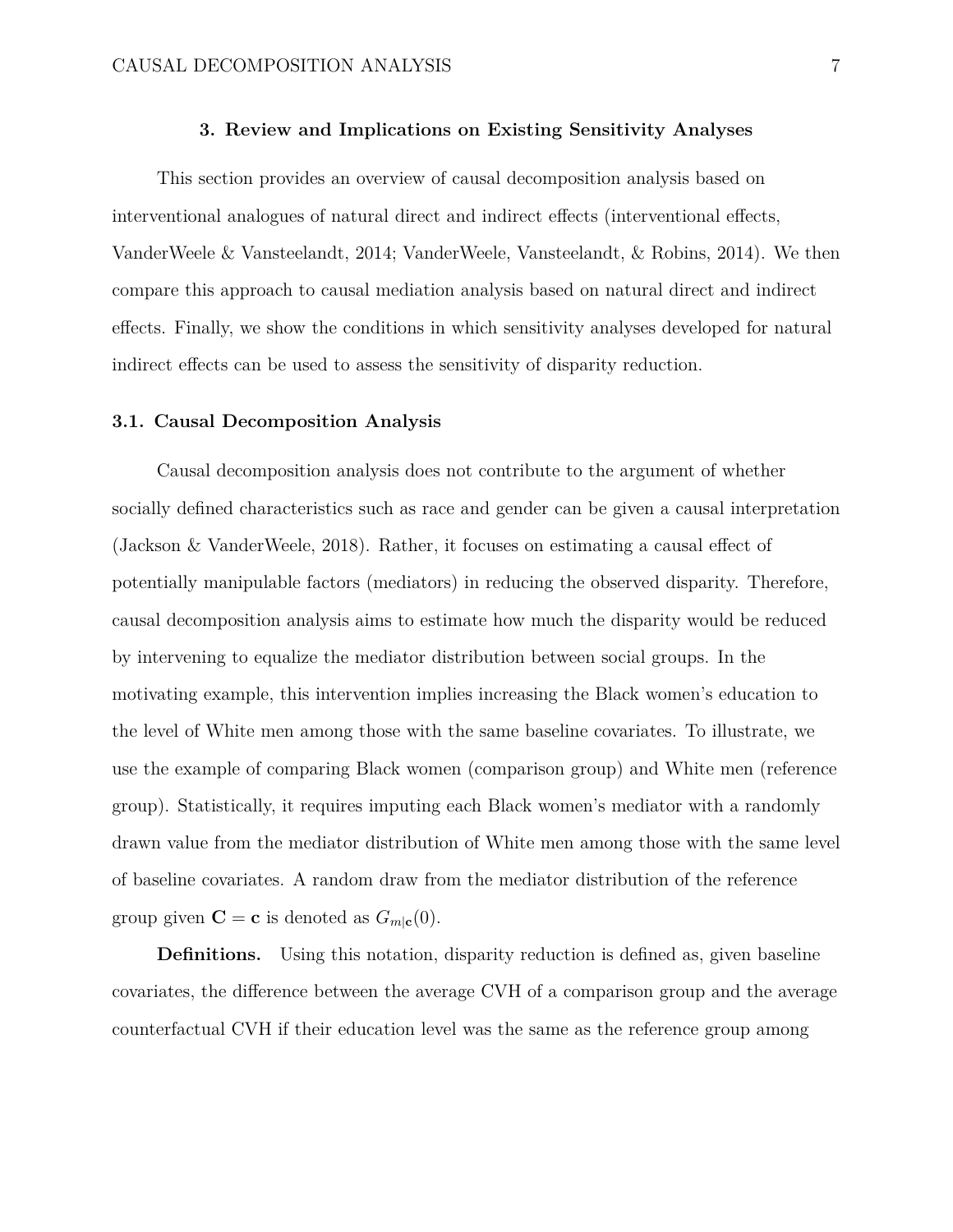## 3. Review and Implications on Existing Sensitivity Analyses

This section provides an overview of causal decomposition analysis based on interventional analogues of natural direct and indirect effects (interventional effects, VanderWeele & Vansteelandt, 2014; VanderWeele, Vansteelandt, & Robins, 2014). We then compare this approach to causal mediation analysis based on natural direct and indirect effects. Finally, we show the conditions in which sensitivity analyses developed for natural indirect effects can be used to assess the sensitivity of disparity reduction.

### 3.1. Causal Decomposition Analysis

Causal decomposition analysis does not contribute to the argument of whether socially defined characteristics such as race and gender can be given a causal interpretation (Jackson & VanderWeele, 2018). Rather, it focuses on estimating a causal effect of potentially manipulable factors (mediators) in reducing the observed disparity. Therefore, causal decomposition analysis aims to estimate how much the disparity would be reduced by intervening to equalize the mediator distribution between social groups. In the motivating example, this intervention implies increasing the Black women's education to the level of White men among those with the same baseline covariates. To illustrate, we use the example of comparing Black women (comparison group) and White men (reference group). Statistically, it requires imputing each Black women's mediator with a randomly drawn value from the mediator distribution of White men among those with the same level of baseline covariates. A random draw from the mediator distribution of the reference group given $\mathbf{C} = \mathbf{c}$ is denoted as $G_{m|\mathbf{c}}(0)$.

**Definitions.** Using this notation, disparity reduction is defined as, given baseline covariates, the difference between the average CVH of a comparison group and the average counterfactual CVH if their education level was the same as the reference group among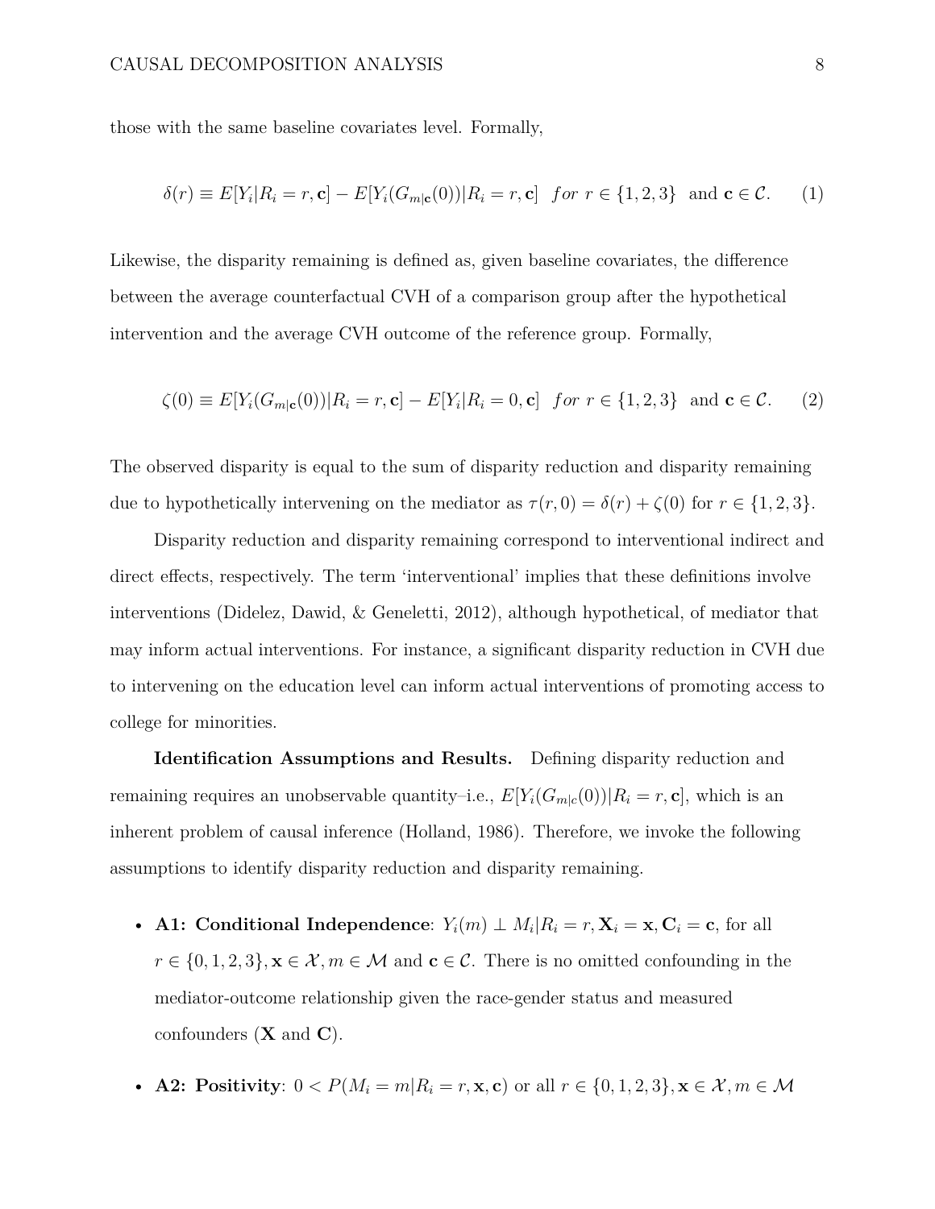those with the same baseline covariates level. Formally,

$$\delta(r) \equiv E[Y_i|R_i = r, \mathbf{c}] - E[Y_i(G_{m|\mathbf{c}}(0))|R_i = r, \mathbf{c}] \quad for \ r \in \{1, 2, 3\} \ \text{ and } \mathbf{c} \in \mathcal{C}. \qquad (1)$$

Likewise, the disparity remaining is defined as, given baseline covariates, the difference between the average counterfactual CVH of a comparison group after the hypothetical intervention and the average CVH outcome of the reference group. Formally,

$$\zeta(0) \equiv E[Y_i(G_{m|\mathbf{c}}(0))|R_i = r, \mathbf{c}] - E[Y_i|R_i = 0, \mathbf{c}] \quad for \ r \in \{1, 2, 3\} \ \text{ and } \mathbf{c} \in \mathcal{C}. \qquad (2)$$

The observed disparity is equal to the sum of disparity reduction and disparity remaining due to hypothetically intervening on the mediator as $\tau(r, 0) = \delta(r) + \zeta(0)$ for $r \in \{1, 2, 3\}$.

Disparity reduction and disparity remaining correspond to interventional indirect and direct effects, respectively. The term 'interventional' implies that these definitions involve interventions (Didelez, Dawid, & Geneletti, 2012), although hypothetical, of mediator that may inform actual interventions. For instance, a significant disparity reduction in CVH due to intervening on the education level can inform actual interventions of promoting access to college for minorities.

**Identification Assumptions and Results.** Defining disparity reduction and remaining requires an unobservable quantity–i.e., $E[Y_i(G_{m|c}(0))|R_i = r, \mathbf{c}]$, which is an inherent problem of causal inference (Holland, 1986). Therefore, we invoke the following assumptions to identify disparity reduction and disparity remaining.

- **A1: Conditional Independence**: $Y_i(m) \perp M_i | R_i = r, \mathbf{X}_i = \mathbf{x}, \mathbf{C}_i = \mathbf{c}$, for all $r \in \{0, 1, 2, 3\}, \mathbf{x} \in \mathcal{X}, m \in \mathcal{M}$ and $\mathbf{c} \in \mathcal{C}$. There is no omitted confounding in the mediator-outcome relationship given the race-gender status and measured confounders ($\mathbf{X}$ and $\mathbf{C}$).
- **A2: Positivity**: $0 < P(M_i = m|R_i = r, \mathbf{x}, \mathbf{c})$ or all $r \in \{0, 1, 2, 3\}, \mathbf{x} \in \mathcal{X}, m \in \mathcal{M}$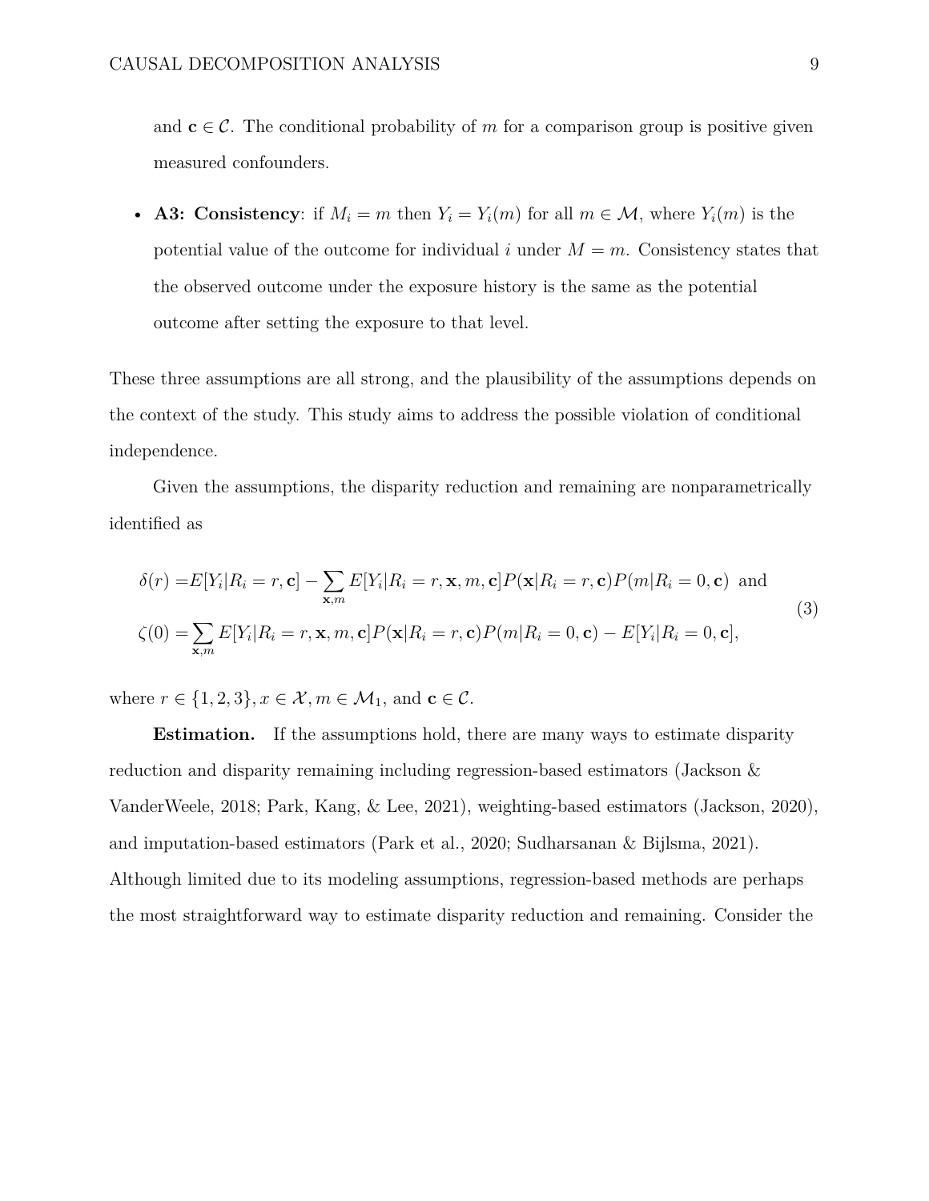and $\mathbf{c} \in \mathcal{C}$. The conditional probability of $m$ for a comparison group is positive given measured confounders.

- **A3: Consistency**: if $M_i = m$ then $Y_i = Y_i(m)$ for all $m \in \mathcal{M}$, where $Y_i(m)$ is the potential value of the outcome for individual $i$ under $M = m$. Consistency states that the observed outcome under the exposure history is the same as the potential outcome after setting the exposure to that level.

These three assumptions are all strong, and the plausibility of the assumptions depends on the context of the study. This study aims to address the possible violation of conditional independence.

Given the assumptions, the disparity reduction and remaining are nonparametrically identified as

$$
\begin{aligned}
\delta(r) =& E[Y_i|R_i = r, \mathbf{c}] - \sum_{\mathbf{x},m} E[Y_i|R_i = r, \mathbf{x}, m, \mathbf{c}]P(\mathbf{x}|R_i = r, \mathbf{c})P(m|R_i = 0, \mathbf{c}) \text{ and} \\
\zeta(0) =& \sum_{\mathbf{x},m} E[Y_i|R_i = r, \mathbf{x}, m, \mathbf{c}]P(\mathbf{x}|R_i = r, \mathbf{c})P(m|R_i = 0, \mathbf{c}) - E[Y_i|R_i = 0, \mathbf{c}],
\end{aligned}
\tag{3}
$$

where $r \in \{1, 2, 3\}, x \in \mathcal{X}, m \in \mathcal{M}_1$, and $\mathbf{c} \in \mathcal{C}$.

**Estimation.** If the assumptions hold, there are many ways to estimate disparity reduction and disparity remaining including regression-based estimators (Jackson & VanderWeele, 2018; Park, Kang, & Lee, 2021), weighting-based estimators (Jackson, 2020), and imputation-based estimators (Park et al., 2020; Sudharsanan & Bijlsma, 2021). Although limited due to its modeling assumptions, regression-based methods are perhaps the most straightforward way to estimate disparity reduction and remaining. Consider the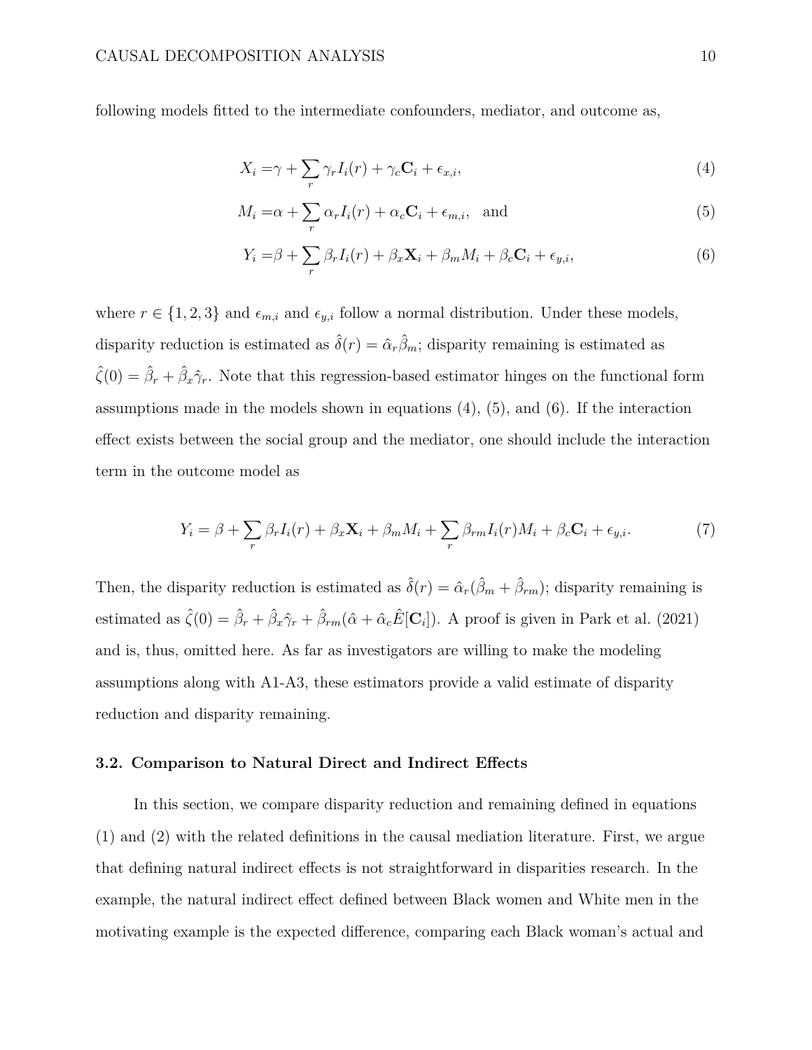following models fitted to the intermediate confounders, mediator, and outcome as,

$$X_i = \gamma + \sum_r \gamma_r I_i(r) + \gamma_c \mathbf{C}_i + \epsilon_{x,i}, \tag{4}$$

$$M_i = \alpha + \sum_r \alpha_r I_i(r) + \alpha_c \mathbf{C}_i + \epsilon_{m,i}, \quad \text{and} \tag{5}$$

$$Y_i = \beta + \sum_r \beta_r I_i(r) + \beta_x \mathbf{X}_i + \beta_m M_i + \beta_c \mathbf{C}_i + \epsilon_{y,i}, \tag{6}$$

where $r \in \{1, 2, 3\}$ and $\epsilon_{m,i}$ and $\epsilon_{y,i}$ follow a normal distribution. Under these models, disparity reduction is estimated as $\hat{\delta}(r) = \hat{\alpha}_r \hat{\beta}_m$; disparity remaining is estimated as $\hat{\zeta}(0) = \hat{\beta}_r + \hat{\beta}_x \hat{\gamma}_r$. Note that this regression-based estimator hinges on the functional form assumptions made in the models shown in equations (4), (5), and (6). If the interaction effect exists between the social group and the mediator, one should include the interaction term in the outcome model as

$$Y_i = \beta + \sum_r \beta_r I_i(r) + \beta_x \mathbf{X}_i + \beta_m M_i + \sum_r \beta_{rm} I_i(r) M_i + \beta_c \mathbf{C}_i + \epsilon_{y,i}. \tag{7}$$

Then, the disparity reduction is estimated as $\hat{\delta}(r) = \hat{\alpha}_r(\hat{\beta}_m + \hat{\beta}_{rm})$; disparity remaining is estimated as $\hat{\zeta}(0) = \hat{\beta}_r + \hat{\beta}_x \hat{\gamma}_r + \hat{\beta}_{rm}(\hat{\alpha} + \hat{\alpha}_c \hat{E}[\mathbf{C}_i])$. A proof is given in Park et al. (2021) and is, thus, omitted here. As far as investigators are willing to make the modeling assumptions along with A1-A3, these estimators provide a valid estimate of disparity reduction and disparity remaining.

### 3.2. Comparison to Natural Direct and Indirect Effects

In this section, we compare disparity reduction and remaining defined in equations (1) and (2) with the related definitions in the causal mediation literature. First, we argue that defining natural indirect effects is not straightforward in disparities research. In the example, the natural indirect effect defined between Black women and White men in the motivating example is the expected difference, comparing each Black woman's actual and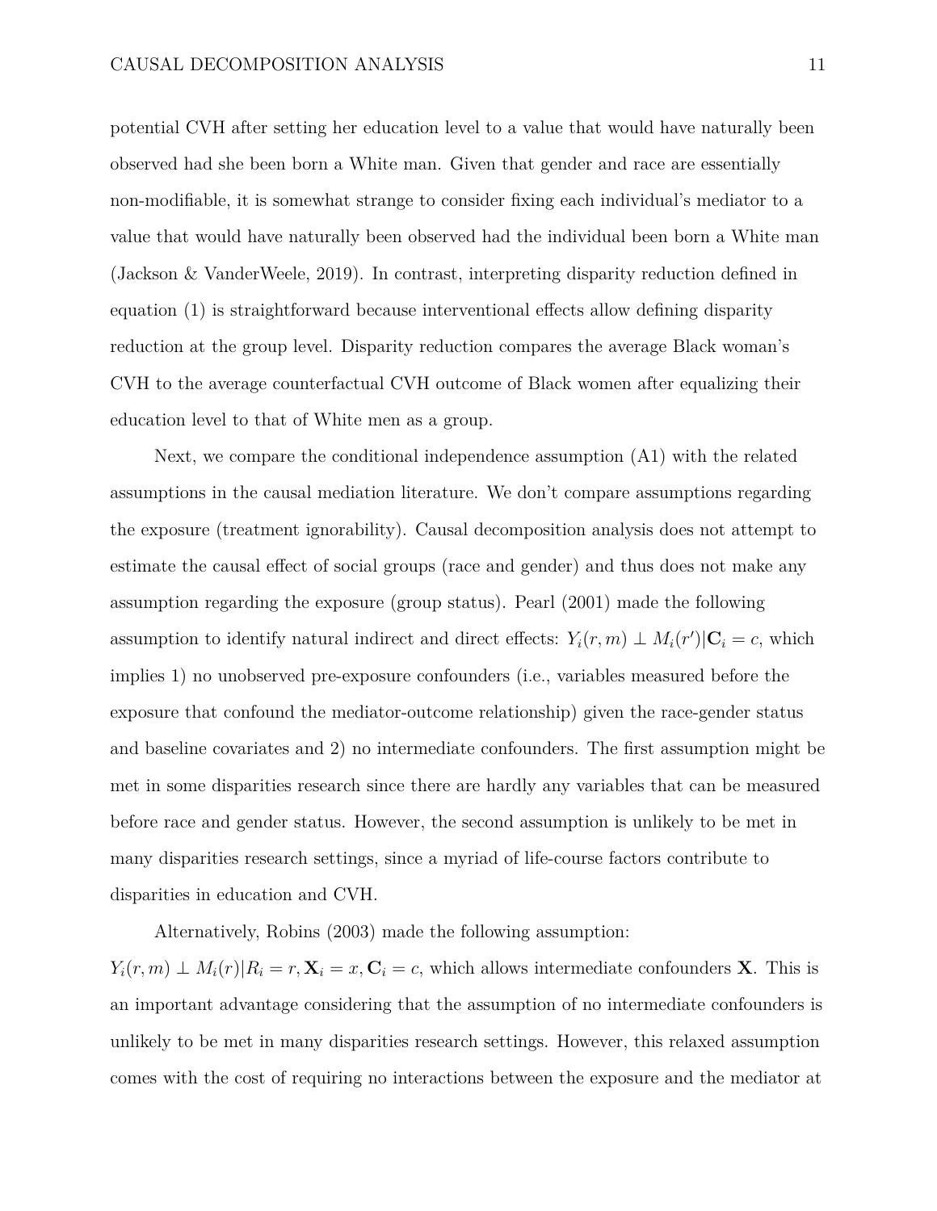potential CVH after setting her education level to a value that would have naturally been observed had she been born a White man. Given that gender and race are essentially non-modifiable, it is somewhat strange to consider fixing each individual's mediator to a value that would have naturally been observed had the individual been born a White man (Jackson & VanderWeele, 2019). In contrast, interpreting disparity reduction defined in equation (1) is straightforward because interventional effects allow defining disparity reduction at the group level. Disparity reduction compares the average Black woman's CVH to the average counterfactual CVH outcome of Black women after equalizing their education level to that of White men as a group.

Next, we compare the conditional independence assumption (A1) with the related assumptions in the causal mediation literature. We don't compare assumptions regarding the exposure (treatment ignorability). Causal decomposition analysis does not attempt to estimate the causal effect of social groups (race and gender) and thus does not make any assumption regarding the exposure (group status). Pearl (2001) made the following assumption to identify natural indirect and direct effects: $Y_i(r, m) \perp M_i(r') | \mathbf{C}_i = c$, which implies 1) no unobserved pre-exposure confounders (i.e., variables measured before the exposure that confound the mediator-outcome relationship) given the race-gender status and baseline covariates and 2) no intermediate confounders. The first assumption might be met in some disparities research since there are hardly any variables that can be measured before race and gender status. However, the second assumption is unlikely to be met in many disparities research settings, since a myriad of life-course factors contribute to disparities in education and CVH.

Alternatively, Robins (2003) made the following assumption: $Y_i(r, m) \perp M_i(r) | R_i = r, \mathbf{X}_i = x, \mathbf{C}_i = c$, which allows intermediate confounders $\mathbf{X}$. This is an important advantage considering that the assumption of no intermediate confounders is unlikely to be met in many disparities research settings. However, this relaxed assumption comes with the cost of requiring no interactions between the exposure and the mediator at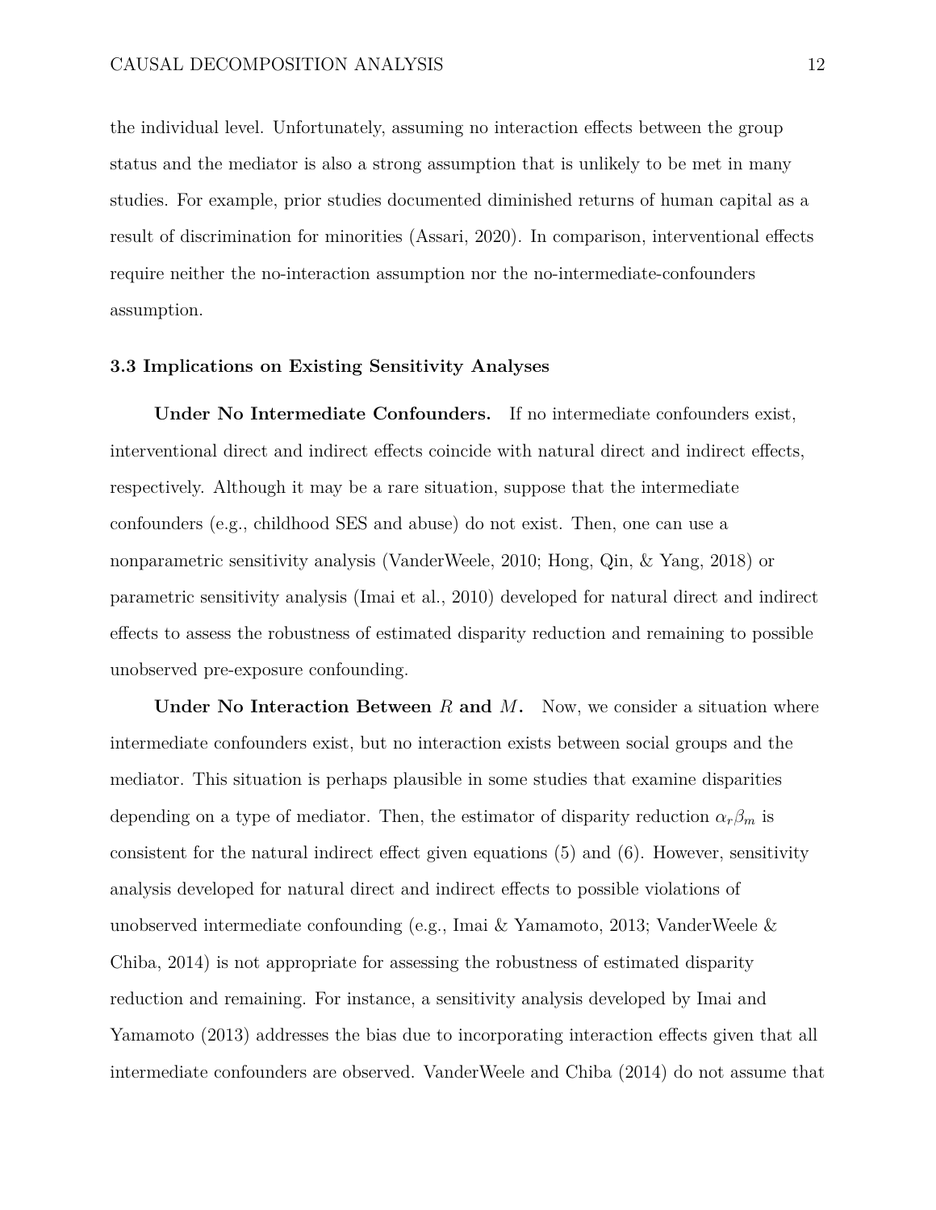the individual level. Unfortunately, assuming no interaction effects between the group status and the mediator is also a strong assumption that is unlikely to be met in many studies. For example, prior studies documented diminished returns of human capital as a result of discrimination for minorities (Assari, 2020). In comparison, interventional effects require neither the no-interaction assumption nor the no-intermediate-confounders assumption.

### 3.3 Implications on Existing Sensitivity Analyses

**Under No Intermediate Confounders.** If no intermediate confounders exist, interventional direct and indirect effects coincide with natural direct and indirect effects, respectively. Although it may be a rare situation, suppose that the intermediate confounders (e.g., childhood SES and abuse) do not exist. Then, one can use a nonparametric sensitivity analysis (VanderWeele, 2010; Hong, Qin, & Yang, 2018) or parametric sensitivity analysis (Imai et al., 2010) developed for natural direct and indirect effects to assess the robustness of estimated disparity reduction and remaining to possible unobserved pre-exposure confounding.

**Under No Interaction Between $R$ and $M$.** Now, we consider a situation where intermediate confounders exist, but no interaction exists between social groups and the mediator. This situation is perhaps plausible in some studies that examine disparities depending on a type of mediator. Then, the estimator of disparity reduction $\alpha_r \beta_m$ is consistent for the natural indirect effect given equations (5) and (6). However, sensitivity analysis developed for natural direct and indirect effects to possible violations of unobserved intermediate confounding (e.g., Imai & Yamamoto, 2013; VanderWeele & Chiba, 2014) is not appropriate for assessing the robustness of estimated disparity reduction and remaining. For instance, a sensitivity analysis developed by Imai and Yamamoto (2013) addresses the bias due to incorporating interaction effects given that all intermediate confounders are observed. VanderWeele and Chiba (2014) do not assume that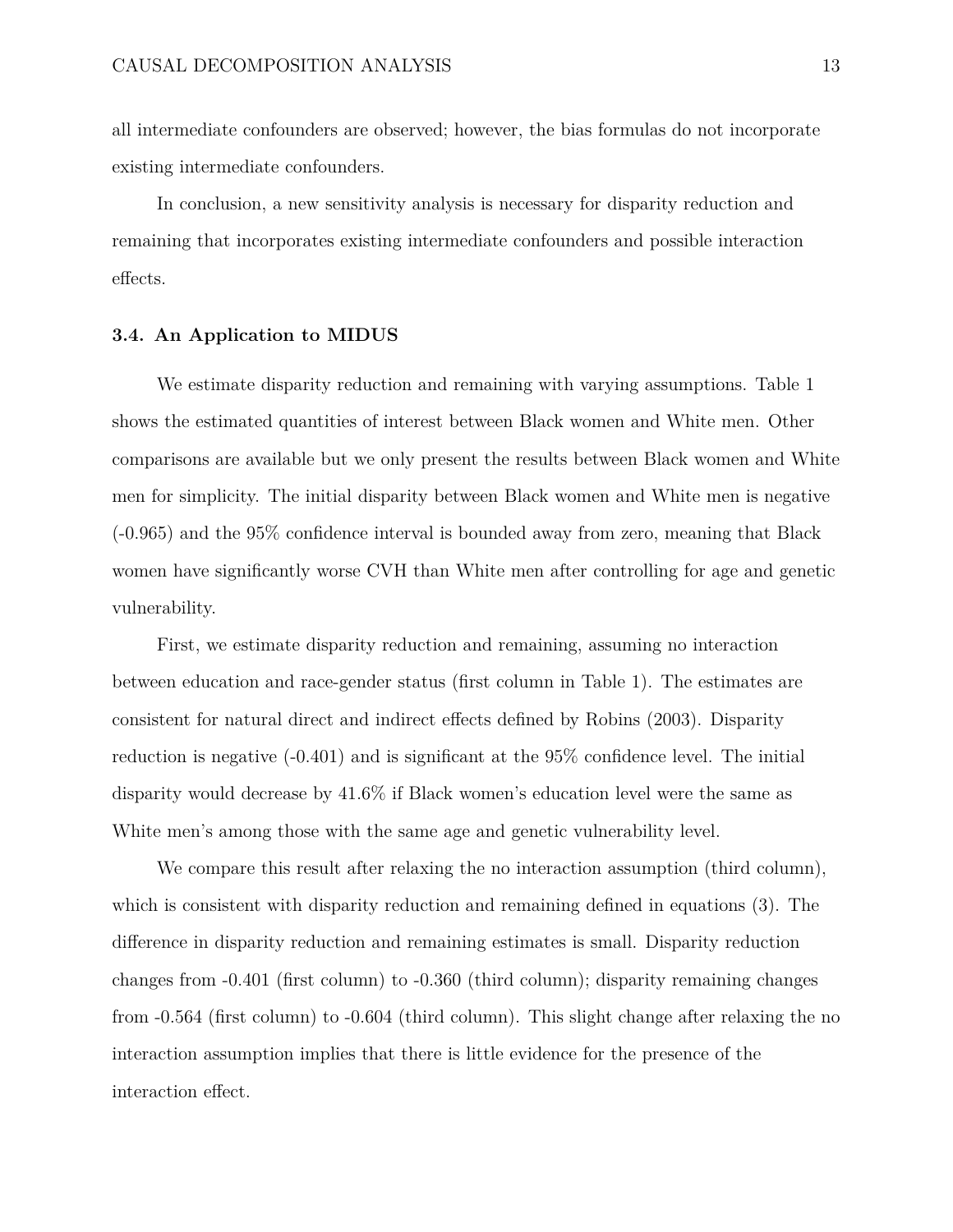all intermediate confounders are observed; however, the bias formulas do not incorporate existing intermediate confounders.

In conclusion, a new sensitivity analysis is necessary for disparity reduction and remaining that incorporates existing intermediate confounders and possible interaction effects.

### 3.4. An Application to MIDUS

We estimate disparity reduction and remaining with varying assumptions. Table 1 shows the estimated quantities of interest between Black women and White men. Other comparisons are available but we only present the results between Black women and White men for simplicity. The initial disparity between Black women and White men is negative (-0.965) and the 95% confidence interval is bounded away from zero, meaning that Black women have significantly worse CVH than White men after controlling for age and genetic vulnerability.

First, we estimate disparity reduction and remaining, assuming no interaction between education and race-gender status (first column in Table 1). The estimates are consistent for natural direct and indirect effects defined by Robins (2003). Disparity reduction is negative (-0.401) and is significant at the 95% confidence level. The initial disparity would decrease by 41.6% if Black women's education level were the same as White men's among those with the same age and genetic vulnerability level.

We compare this result after relaxing the no interaction assumption (third column), which is consistent with disparity reduction and remaining defined in equations (3). The difference in disparity reduction and remaining estimates is small. Disparity reduction changes from -0.401 (first column) to -0.360 (third column); disparity remaining changes from -0.564 (first column) to -0.604 (third column). This slight change after relaxing the no interaction assumption implies that there is little evidence for the presence of the interaction effect.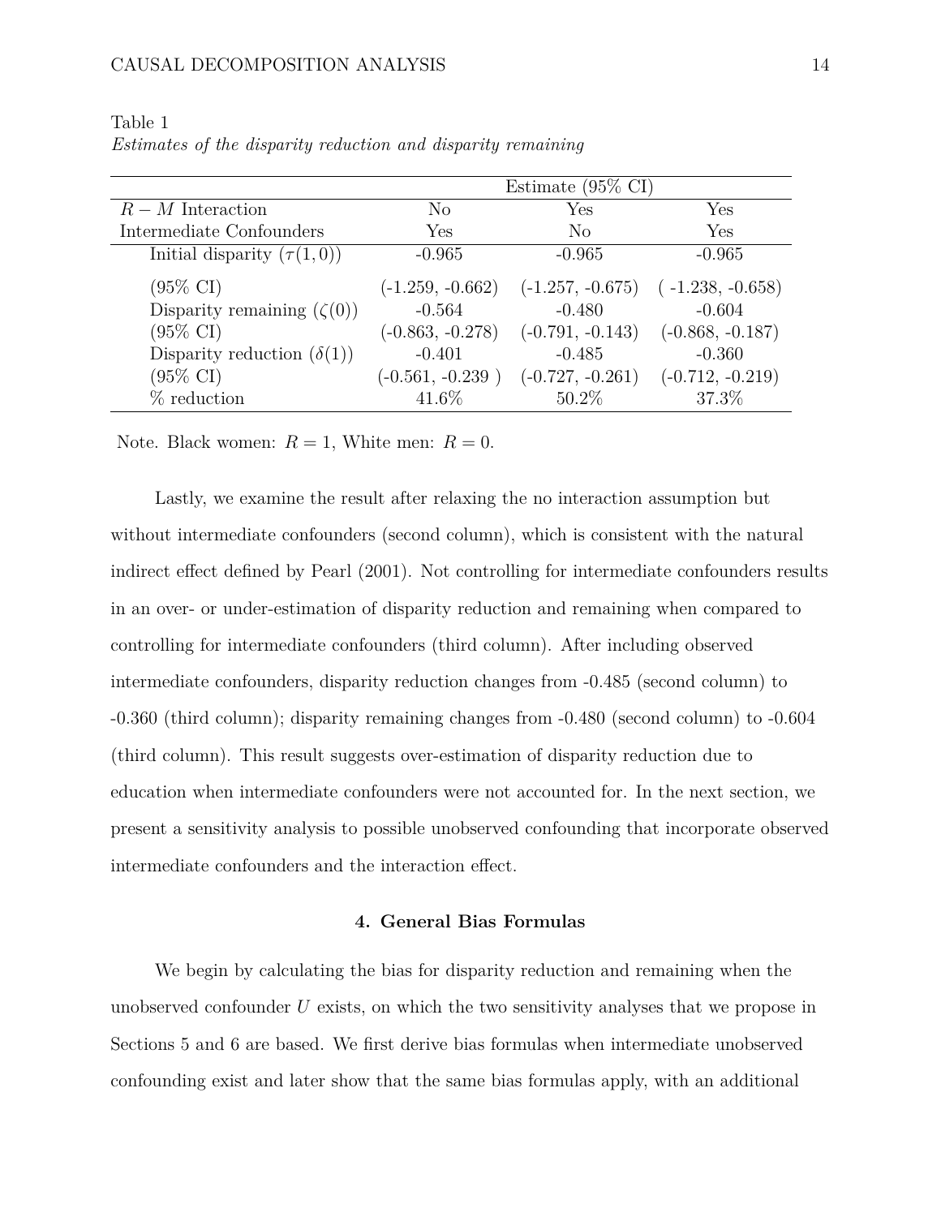Table 1

*Estimates of the disparity reduction and disparity remaining*

| | Estimate (95% CI) | | |
|---|---|---|---|
| $R - M$ Interaction | No | Yes | Yes |
| Intermediate Confounders | Yes | No | Yes |
| Initial disparity ($\tau(1,0)$) | -0.965 | -0.965 | -0.965 |
| (95% CI) | (-1.259, -0.662) | (-1.257, -0.675) | ( -1.238, -0.658) |
| Disparity remaining ($\zeta(0)$) | -0.564 | -0.480 | -0.604 |
| (95% CI) | (-0.863, -0.278) | (-0.791, -0.143) | (-0.868, -0.187) |
| Disparity reduction ($\delta(1)$) | -0.401 | -0.485 | -0.360 |
| (95% CI) | (-0.561, -0.239 ) | (-0.727, -0.261) | (-0.712, -0.219) |
| % reduction | 41.6% | 50.2% | 37.3% |

Note. Black women: $R = 1$, White men: $R = 0$.

Lastly, we examine the result after relaxing the no interaction assumption but without intermediate confounders (second column), which is consistent with the natural indirect effect defined by Pearl (2001). Not controlling for intermediate confounders results in an over- or under-estimation of disparity reduction and remaining when compared to controlling for intermediate confounders (third column). After including observed intermediate confounders, disparity reduction changes from -0.485 (second column) to -0.360 (third column); disparity remaining changes from -0.480 (second column) to -0.604 (third column). This result suggests over-estimation of disparity reduction due to education when intermediate confounders were not accounted for. In the next section, we present a sensitivity analysis to possible unobserved confounding that incorporate observed intermediate confounders and the interaction effect.

## 4. General Bias Formulas

We begin by calculating the bias for disparity reduction and remaining when the unobserved confounder $U$ exists, on which the two sensitivity analyses that we propose in Sections 5 and 6 are based. We first derive bias formulas when intermediate unobserved confounding exist and later show that the same bias formulas apply, with an additional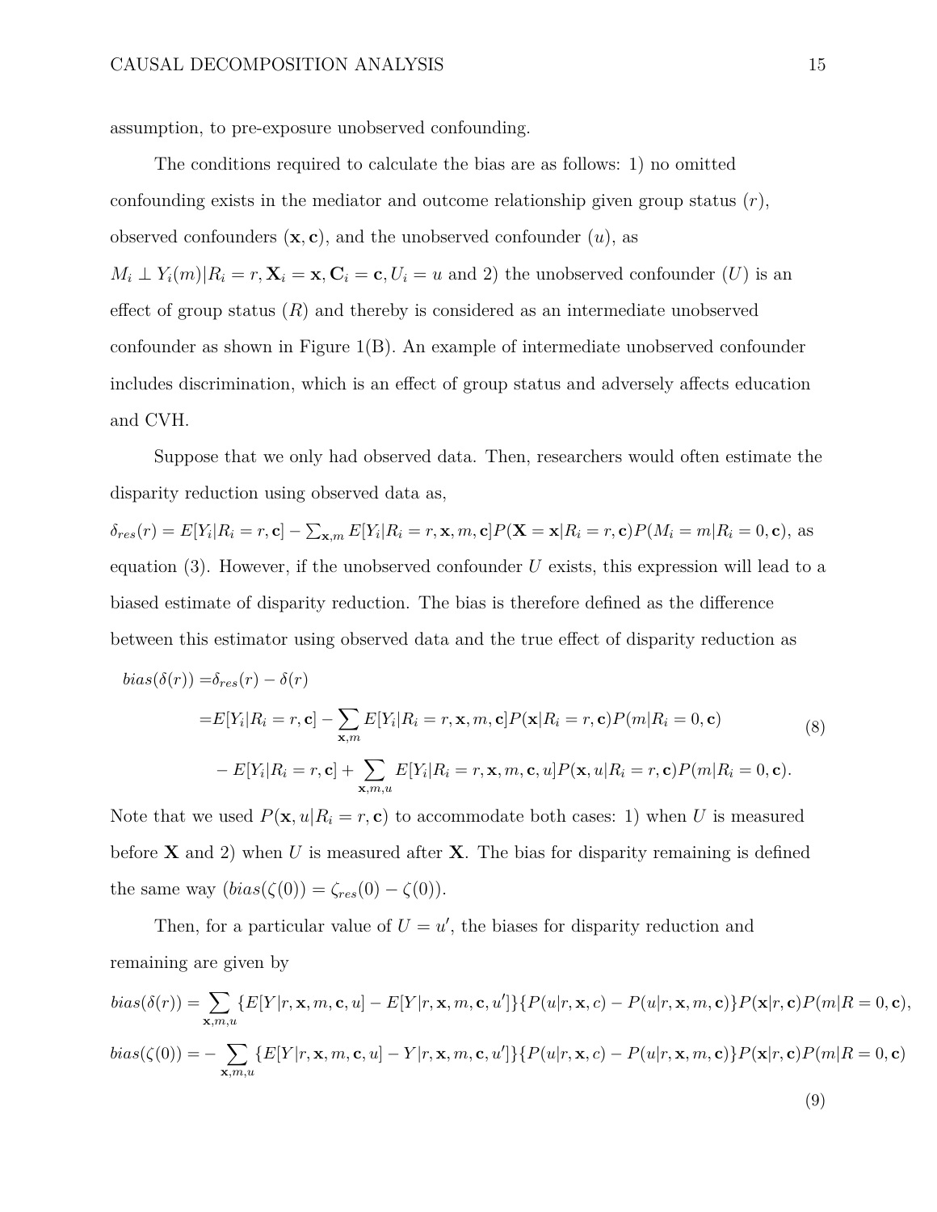assumption, to pre-exposure unobserved confounding.

The conditions required to calculate the bias are as follows: 1) no omitted confounding exists in the mediator and outcome relationship given group status ($r$), observed confounders ($\mathbf{x}, \mathbf{c}$), and the unobserved confounder ($u$), as $M_i \perp Y_i(m)|R_i = r, \mathbf{X}_i = \mathbf{x}, \mathbf{C}_i = \mathbf{c}, U_i = u$ and 2) the unobserved confounder ($U$) is an effect of group status ($R$) and thereby is considered as an intermediate unobserved confounder as shown in Figure 1(B). An example of intermediate unobserved confounder includes discrimination, which is an effect of group status and adversely affects education and CVH.

Suppose that we only had observed data. Then, researchers would often estimate the disparity reduction using observed data as,
$\delta_{res}(r) = E[Y_i|R_i = r, \mathbf{c}] - \sum_{\mathbf{x},m} E[Y_i|R_i = r, \mathbf{x}, m, \mathbf{c}]P(\mathbf{X} = \mathbf{x}|R_i = r, \mathbf{c})P(M_i = m|R_i = 0, \mathbf{c})$, as equation (3). However, if the unobserved confounder $U$ exists, this expression will lead to a biased estimate of disparity reduction. The bias is therefore defined as the difference between this estimator using observed data and the true effect of disparity reduction as

$$
\begin{aligned}
bias(\delta(r)) =& \delta_{res}(r) - \delta(r) \\
=& E[Y_i|R_i = r, \mathbf{c}] - \sum_{\mathbf{x},m} E[Y_i|R_i = r, \mathbf{x}, m, \mathbf{c}]P(\mathbf{x}|R_i = r, \mathbf{c})P(m|R_i = 0, \mathbf{c}) \\
& - E[Y_i|R_i = r, \mathbf{c}] + \sum_{\mathbf{x},m,u} E[Y_i|R_i = r, \mathbf{x}, m, \mathbf{c}, u]P(\mathbf{x}, u|R_i = r, \mathbf{c})P(m|R_i = 0, \mathbf{c}).
\end{aligned}
\tag{8}
$$

Note that we used $P(\mathbf{x}, u|R_i = r, \mathbf{c})$ to accommodate both cases: 1) when $U$ is measured before $\mathbf{X}$ and 2) when $U$ is measured after $\mathbf{X}$. The bias for disparity remaining is defined the same way ($bias(\zeta(0)) = \zeta_{res}(0) - \zeta(0)$).

Then, for a particular value of $U = u'$, the biases for disparity reduction and remaining are given by

$$
\begin{aligned}
bias(\delta(r)) &= \sum_{\mathbf{x},m,u} \{E[Y|r, \mathbf{x}, m, \mathbf{c}, u] - E[Y|r, \mathbf{x}, m, \mathbf{c}, u']\}\{P(u|r, \mathbf{x}, c) - P(u|r, \mathbf{x}, m, \mathbf{c})\}P(\mathbf{x}|r, \mathbf{c})P(m|R = 0, \mathbf{c}), \\
bias(\zeta(0)) &= -\sum_{\mathbf{x},m,u} \{E[Y|r, \mathbf{x}, m, \mathbf{c}, u] - Y|r, \mathbf{x}, m, \mathbf{c}, u']\}\{P(u|r, \mathbf{x}, c) - P(u|r, \mathbf{x}, m, \mathbf{c})\}P(\mathbf{x}|r, \mathbf{c})P(m|R = 0, \mathbf{c})
\end{aligned}
\tag{9}
$$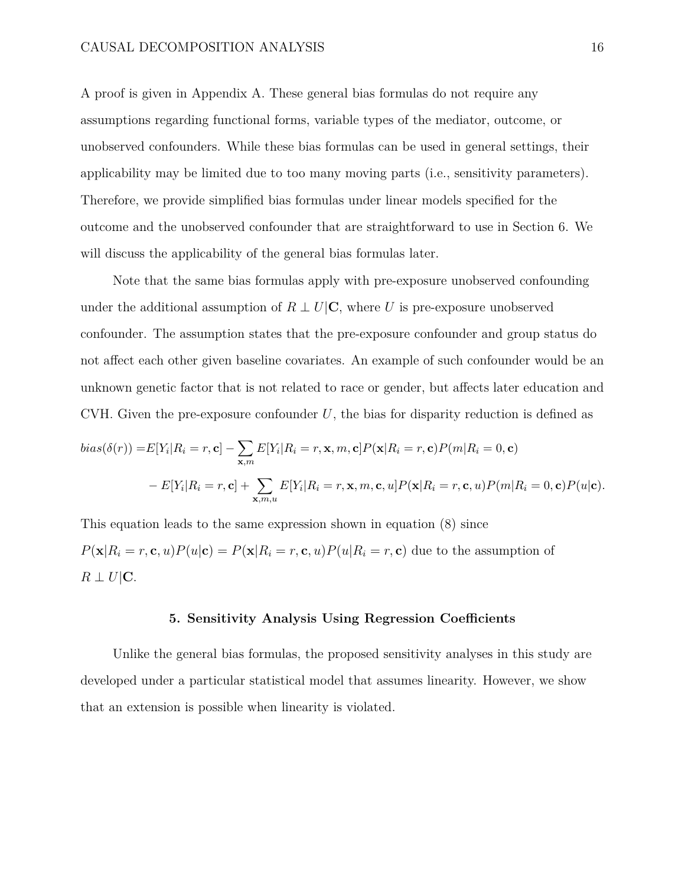A proof is given in Appendix A. These general bias formulas do not require any assumptions regarding functional forms, variable types of the mediator, outcome, or unobserved confounders. While these bias formulas can be used in general settings, their applicability may be limited due to too many moving parts (i.e., sensitivity parameters). Therefore, we provide simplified bias formulas under linear models specified for the outcome and the unobserved confounder that are straightforward to use in Section 6. We will discuss the applicability of the general bias formulas later.

Note that the same bias formulas apply with pre-exposure unobserved confounding under the additional assumption of $R \perp U | \mathbf{C}$, where $U$ is pre-exposure unobserved confounder. The assumption states that the pre-exposure confounder and group status do not affect each other given baseline covariates. An example of such confounder would be an unknown genetic factor that is not related to race or gender, but affects later education and CVH. Given the pre-exposure confounder $U$, the bias for disparity reduction is defined as

$$
\begin{aligned}
bias(\delta(r)) =& E[Y_i | R_i = r, \mathbf{c}] - \sum_{\mathbf{x},m} E[Y_i | R_i = r, \mathbf{x}, m, \mathbf{c}] P(\mathbf{x} | R_i = r, \mathbf{c}) P(m | R_i = 0, \mathbf{c}) \\
& - E[Y_i | R_i = r, \mathbf{c}] + \sum_{\mathbf{x},m,u} E[Y_i | R_i = r, \mathbf{x}, m, \mathbf{c}, u] P(\mathbf{x} | R_i = r, \mathbf{c}, u) P(m | R_i = 0, \mathbf{c}) P(u | \mathbf{c}).
\end{aligned}
$$

This equation leads to the same expression shown in equation (8) since $P(\mathbf{x} | R_i = r, \mathbf{c}, u) P(u | \mathbf{c}) = P(\mathbf{x} | R_i = r, \mathbf{c}, u) P(u | R_i = r, \mathbf{c})$ due to the assumption of $R \perp U | \mathbf{C}$.

## 5. Sensitivity Analysis Using Regression Coefficients

Unlike the general bias formulas, the proposed sensitivity analyses in this study are developed under a particular statistical model that assumes linearity. However, we show that an extension is possible when linearity is violated.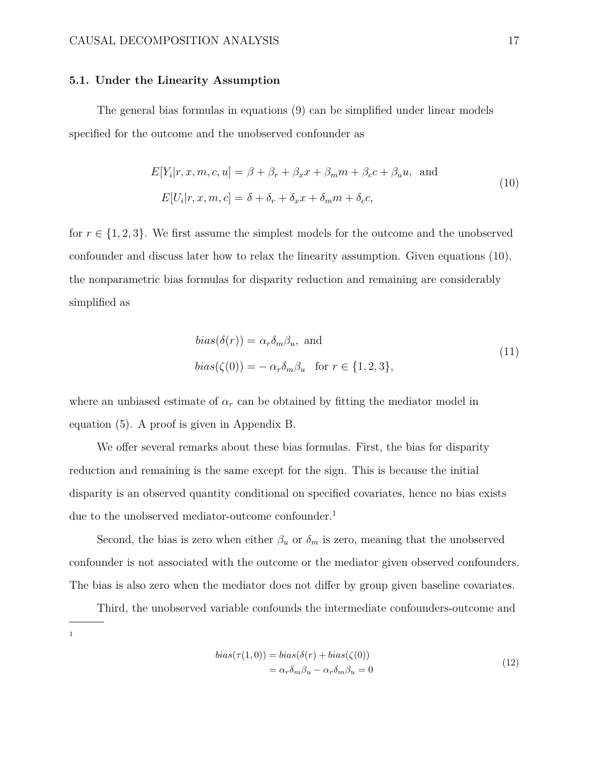### 5.1. Under the Linearity Assumption

The general bias formulas in equations (9) can be simplified under linear models specified for the outcome and the unobserved confounder as

$$
\begin{aligned}
E[Y_i|r,x,m,c,u] &= \beta + \beta_r + \beta_x x + \beta_m m + \beta_c c + \beta_u u, \text{ and} \\
E[U_i|r,x,m,c] &= \delta + \delta_r + \delta_x x + \delta_m m + \delta_c c,
\end{aligned}
\tag{10}
$$

for $r \in \{1,2,3\}$. We first assume the simplest models for the outcome and the unobserved confounder and discuss later how to relax the linearity assumption. Given equations (10), the nonparametric bias formulas for disparity reduction and remaining are considerably simplified as

$$
\begin{aligned}
bias(\delta(r)) &= \alpha_r \delta_m \beta_u, \text{ and} \\
bias(\zeta(0)) &= -\,\alpha_r \delta_m \beta_u \quad \text{for } r \in \{1,2,3\},
\end{aligned}
\tag{11}
$$

where an unbiased estimate of $\alpha_r$ can be obtained by fitting the mediator model in equation (5). A proof is given in Appendix B.

We offer several remarks about these bias formulas. First, the bias for disparity reduction and remaining is the same except for the sign. This is because the initial disparity is an observed quantity conditional on specified covariates, hence no bias exists due to the unobserved mediator-outcome confounder.[1]

Second, the bias is zero when either $\beta_u$ or $\delta_m$ is zero, meaning that the unobserved confounder is not associated with the outcome or the mediator given observed confounders. The bias is also zero when the mediator does not differ by group given baseline covariates.

Third, the unobserved variable confounds the intermediate confounders-outcome and

---

[1]

$$
\begin{aligned}
bias(\tau(1,0)) &= bias(\delta(r) + bias(\zeta(0)) \\
&= \alpha_r \delta_m \beta_u - \alpha_r \delta_m \beta_u = 0
\end{aligned}
\tag{12}
$$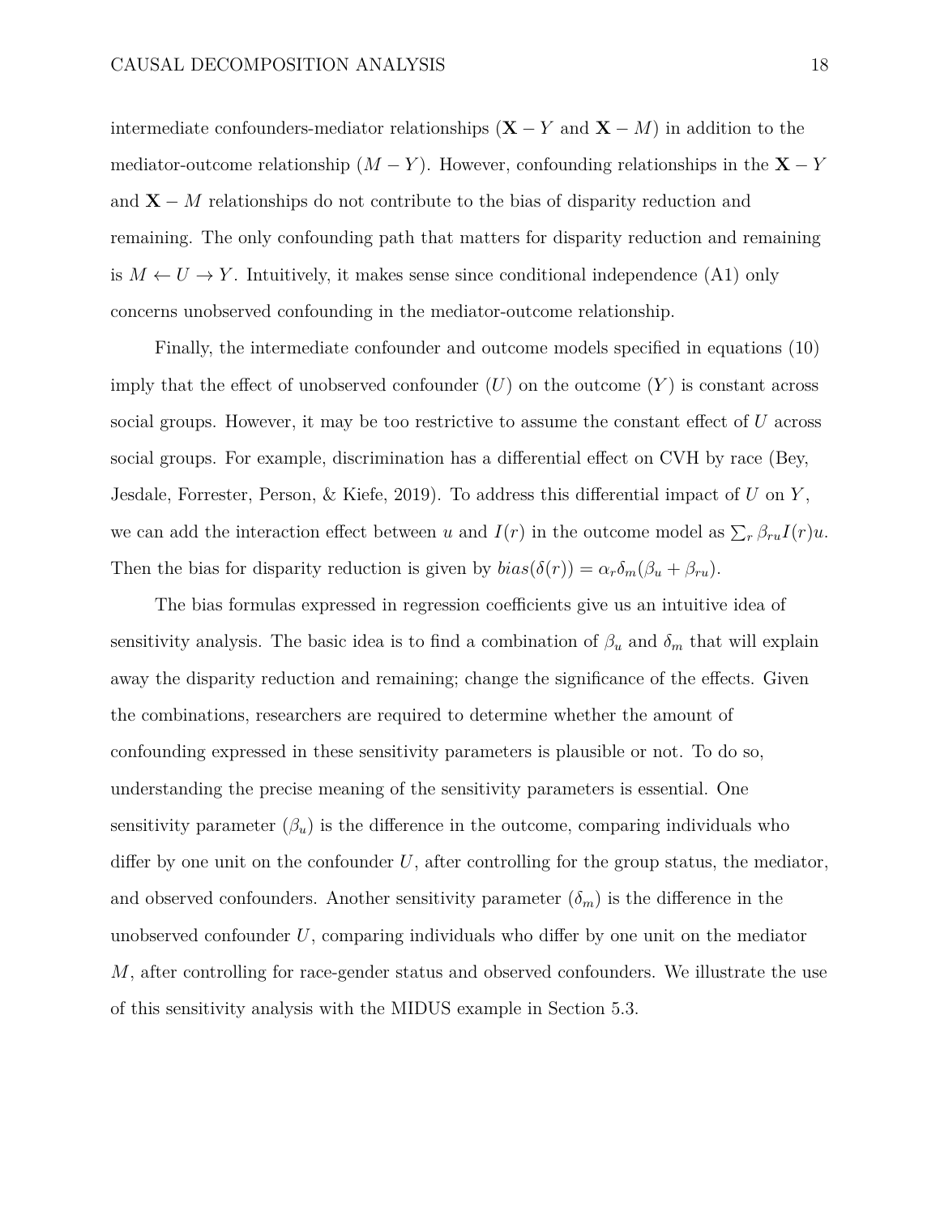intermediate confounders-mediator relationships ($\mathbf{X} - Y$ and $\mathbf{X} - M$) in addition to the mediator-outcome relationship ($M - Y$). However, confounding relationships in the $\mathbf{X} - Y$ and $\mathbf{X} - M$ relationships do not contribute to the bias of disparity reduction and remaining. The only confounding path that matters for disparity reduction and remaining is $M \leftarrow U \rightarrow Y$. Intuitively, it makes sense since conditional independence (A1) only concerns unobserved confounding in the mediator-outcome relationship.

Finally, the intermediate confounder and outcome models specified in equations (10) imply that the effect of unobserved confounder ($U$) on the outcome ($Y$) is constant across social groups. However, it may be too restrictive to assume the constant effect of $U$ across social groups. For example, discrimination has a differential effect on CVH by race (Bey, Jesdale, Forrester, Person, & Kiefe, 2019). To address this differential impact of $U$ on $Y$, we can add the interaction effect between $u$ and $I(r)$ in the outcome model as $\sum_r \beta_{ru} I(r) u$. Then the bias for disparity reduction is given by $bias(\delta(r)) = \alpha_r \delta_m (\beta_u + \beta_{ru})$.

The bias formulas expressed in regression coefficients give us an intuitive idea of sensitivity analysis. The basic idea is to find a combination of $\beta_u$ and $\delta_m$ that will explain away the disparity reduction and remaining; change the significance of the effects. Given the combinations, researchers are required to determine whether the amount of confounding expressed in these sensitivity parameters is plausible or not. To do so, understanding the precise meaning of the sensitivity parameters is essential. One sensitivity parameter ($\beta_u$) is the difference in the outcome, comparing individuals who differ by one unit on the confounder $U$, after controlling for the group status, the mediator, and observed confounders. Another sensitivity parameter ($\delta_m$) is the difference in the unobserved confounder $U$, comparing individuals who differ by one unit on the mediator $M$, after controlling for race-gender status and observed confounders. We illustrate the use of this sensitivity analysis with the MIDUS example in Section 5.3.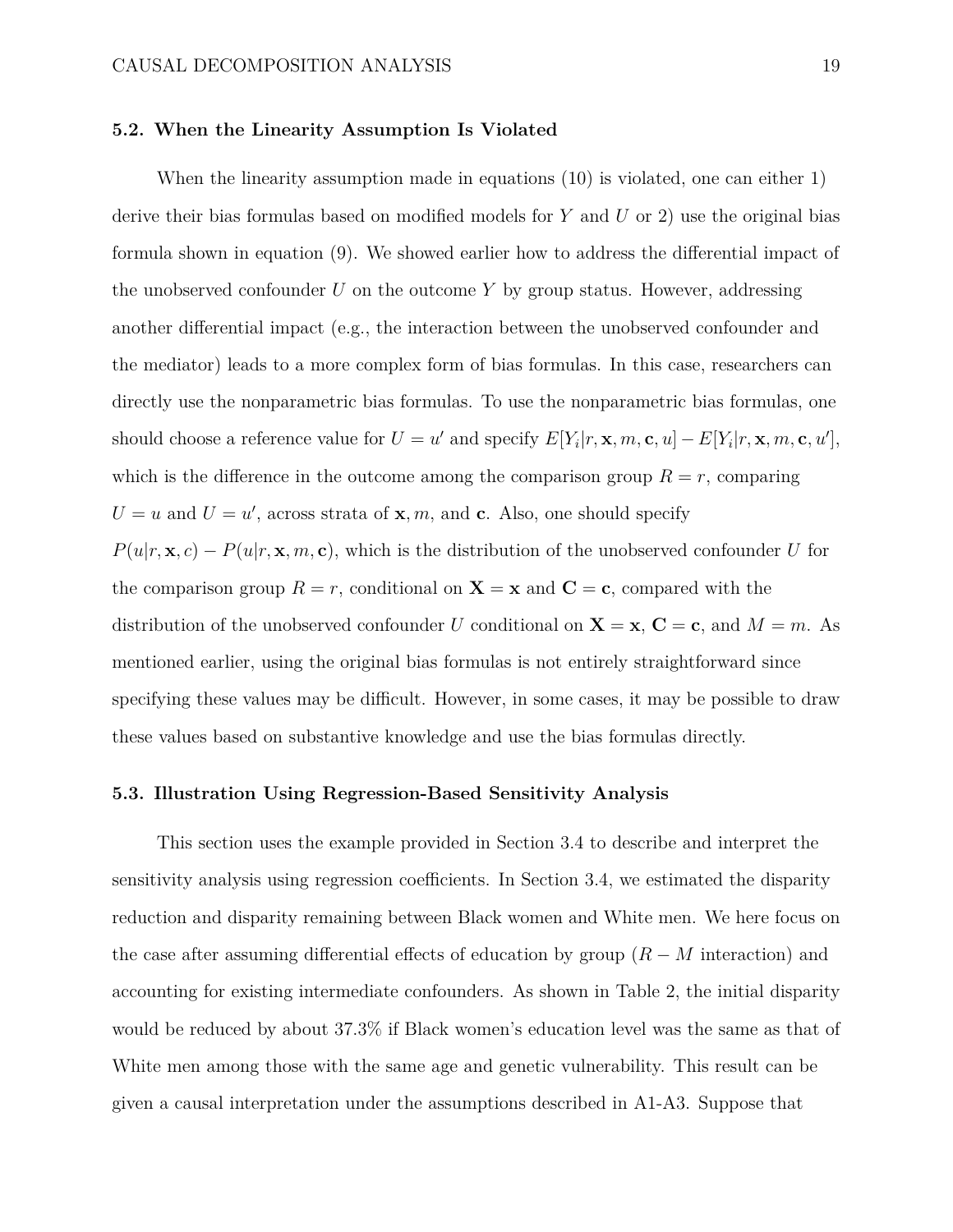### 5.2. When the Linearity Assumption Is Violated

When the linearity assumption made in equations (10) is violated, one can either 1) derive their bias formulas based on modified models for $Y$ and $U$ or 2) use the original bias formula shown in equation (9). We showed earlier how to address the differential impact of the unobserved confounder $U$ on the outcome $Y$ by group status. However, addressing another differential impact (e.g., the interaction between the unobserved confounder and the mediator) leads to a more complex form of bias formulas. In this case, researchers can directly use the nonparametric bias formulas. To use the nonparametric bias formulas, one should choose a reference value for $U = u'$ and specify $E[Y_i|r, \mathbf{x}, m, \mathbf{c}, u] - E[Y_i|r, \mathbf{x}, m, \mathbf{c}, u']$, which is the difference in the outcome among the comparison group $R = r$, comparing $U = u$ and $U = u'$, across strata of $\mathbf{x}, m$, and $\mathbf{c}$. Also, one should specify $P(u|r, \mathbf{x}, c) - P(u|r, \mathbf{x}, m, \mathbf{c})$, which is the distribution of the unobserved confounder $U$ for the comparison group $R = r$, conditional on $\mathbf{X} = \mathbf{x}$ and $\mathbf{C} = \mathbf{c}$, compared with the distribution of the unobserved confounder $U$ conditional on $\mathbf{X} = \mathbf{x}$, $\mathbf{C} = \mathbf{c}$, and $M = m$. As mentioned earlier, using the original bias formulas is not entirely straightforward since specifying these values may be difficult. However, in some cases, it may be possible to draw these values based on substantive knowledge and use the bias formulas directly.

### 5.3. Illustration Using Regression-Based Sensitivity Analysis

This section uses the example provided in Section 3.4 to describe and interpret the sensitivity analysis using regression coefficients. In Section 3.4, we estimated the disparity reduction and disparity remaining between Black women and White men. We here focus on the case after assuming differential effects of education by group ($R - M$ interaction) and accounting for existing intermediate confounders. As shown in Table 2, the initial disparity would be reduced by about 37.3% if Black women's education level was the same as that of White men among those with the same age and genetic vulnerability. This result can be given a causal interpretation under the assumptions described in A1-A3. Suppose that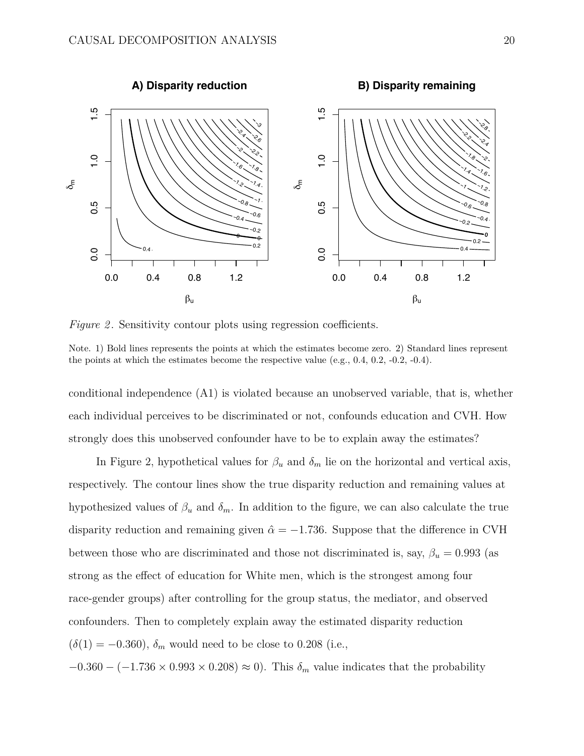*Figure 2*. Sensitivity contour plots using regression coefficients.

Note. 1) Bold lines represents the points at which the estimates become zero. 2) Standard lines represent the points at which the estimates become the respective value (e.g., 0.4, 0.2, -0.2, -0.4).

conditional independence (A1) is violated because an unobserved variable, that is, whether each individual perceives to be discriminated or not, confounds education and CVH. How strongly does this unobserved confounder have to be to explain away the estimates?

In Figure 2, hypothetical values for $\beta_u$ and $\delta_m$ lie on the horizontal and vertical axis, respectively. The contour lines show the true disparity reduction and remaining values at hypothesized values of $\beta_u$ and $\delta_m$. In addition to the figure, we can also calculate the true disparity reduction and remaining given $\hat{\alpha} = -1.736$. Suppose that the difference in CVH between those who are discriminated and those not discriminated is, say, $\beta_u = 0.993$ (as strong as the effect of education for White men, which is the strongest among four race-gender groups) after controlling for the group status, the mediator, and observed confounders. Then to completely explain away the estimated disparity reduction ($\delta(1) = -0.360$), $\delta_m$ would need to be close to 0.208 (i.e., $-0.360 - (-1.736 \times 0.993 \times 0.208) \approx 0$). This $\delta_m$ value indicates that the probability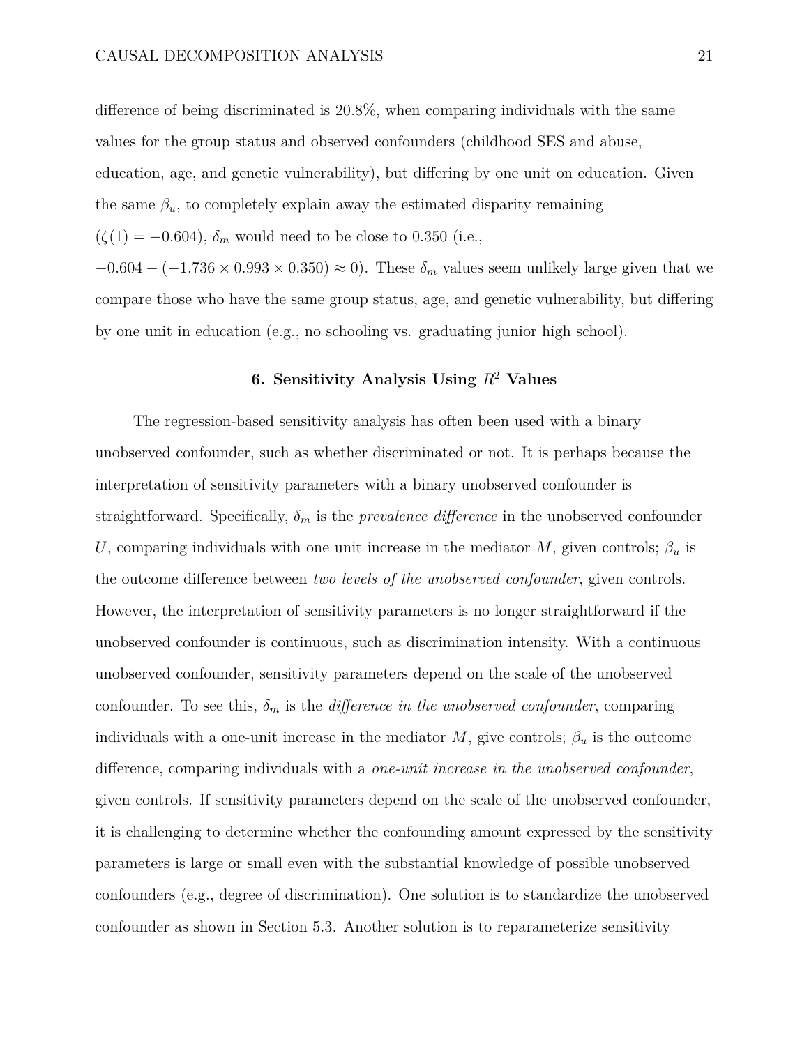difference of being discriminated is 20.8%, when comparing individuals with the same values for the group status and observed confounders (childhood SES and abuse, education, age, and genetic vulnerability), but differing by one unit on education. Given the same $\beta_u$, to completely explain away the estimated disparity remaining ($\zeta(1) = -0.604$), $\delta_m$ would need to be close to 0.350 (i.e., $-0.604 - (-1.736 \times 0.993 \times 0.350) \approx 0$). These $\delta_m$ values seem unlikely large given that we compare those who have the same group status, age, and genetic vulnerability, but differing by one unit in education (e.g., no schooling vs. graduating junior high school).

## 6. Sensitivity Analysis Using $R^2$ Values

The regression-based sensitivity analysis has often been used with a binary unobserved confounder, such as whether discriminated or not. It is perhaps because the interpretation of sensitivity parameters with a binary unobserved confounder is straightforward. Specifically, $\delta_m$ is the *prevalence difference* in the unobserved confounder $U$, comparing individuals with one unit increase in the mediator $M$, given controls; $\beta_u$ is the outcome difference between *two levels of the unobserved confounder*, given controls. However, the interpretation of sensitivity parameters is no longer straightforward if the unobserved confounder is continuous, such as discrimination intensity. With a continuous unobserved confounder, sensitivity parameters depend on the scale of the unobserved confounder. To see this, $\delta_m$ is the *difference in the unobserved confounder*, comparing individuals with a one-unit increase in the mediator $M$, give controls; $\beta_u$ is the outcome difference, comparing individuals with a *one-unit increase in the unobserved confounder*, given controls. If sensitivity parameters depend on the scale of the unobserved confounder, it is challenging to determine whether the confounding amount expressed by the sensitivity parameters is large or small even with the substantial knowledge of possible unobserved confounders (e.g., degree of discrimination). One solution is to standardize the unobserved confounder as shown in Section 5.3. Another solution is to reparameterize sensitivity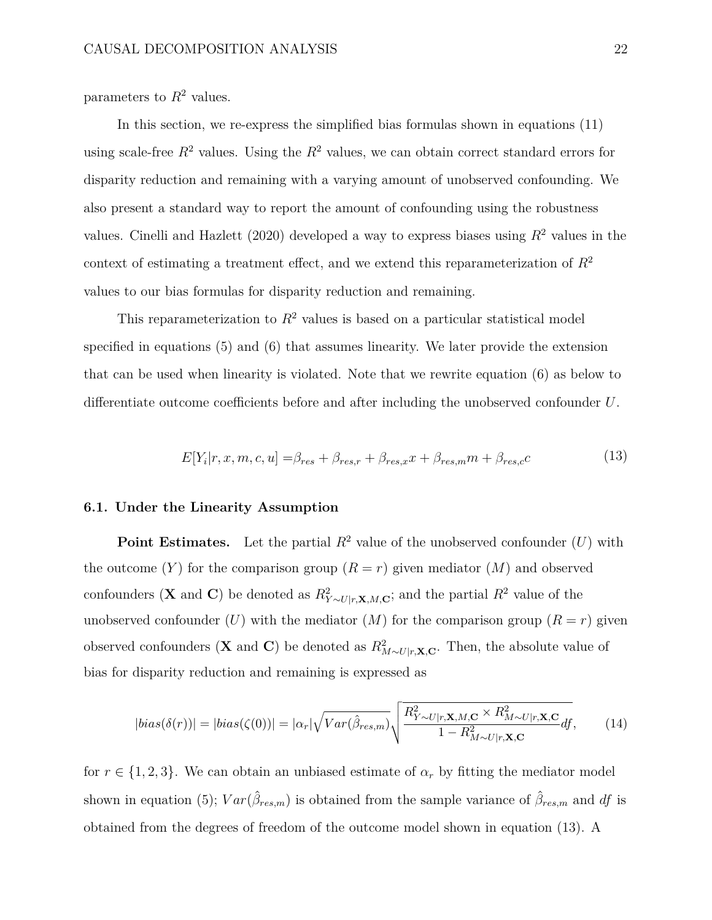parameters to $R^2$ values.

In this section, we re-express the simplified bias formulas shown in equations (11) using scale-free $R^2$ values. Using the $R^2$ values, we can obtain correct standard errors for disparity reduction and remaining with a varying amount of unobserved confounding. We also present a standard way to report the amount of confounding using the robustness values. Cinelli and Hazlett (2020) developed a way to express biases using $R^2$ values in the context of estimating a treatment effect, and we extend this reparameterization of $R^2$ values to our bias formulas for disparity reduction and remaining.

This reparameterization to $R^2$ values is based on a particular statistical model specified in equations (5) and (6) that assumes linearity. We later provide the extension that can be used when linearity is violated. Note that we rewrite equation (6) as below to differentiate outcome coefficients before and after including the unobserved confounder $U$.

$$E[Y_i|r, x, m, c, u] = \beta_{res} + \beta_{res,r} + \beta_{res,x}x + \beta_{res,m}m + \beta_{res,c}c \tag{13}$$

### 6.1. Under the Linearity Assumption

**Point Estimates.** Let the partial $R^2$ value of the unobserved confounder ($U$) with the outcome ($Y$) for the comparison group ($R = r$) given mediator ($M$) and observed confounders ($\mathbf{X}$ and $\mathbf{C}$) be denoted as $R^2_{Y\sim U|r,\mathbf{X},M,\mathbf{C}}$; and the partial $R^2$ value of the unobserved confounder ($U$) with the mediator ($M$) for the comparison group ($R = r$) given observed confounders ($\mathbf{X}$ and $\mathbf{C}$) be denoted as $R^2_{M\sim U|r,\mathbf{X},\mathbf{C}}$. Then, the absolute value of bias for disparity reduction and remaining is expressed as

$$|bias(\delta(r))| = |bias(\zeta(0))| = |\alpha_r|\sqrt{Var(\hat{\beta}_{res,m})}\sqrt{\frac{R^2_{Y\sim U|r,\mathbf{X},M,\mathbf{C}} \times R^2_{M\sim U|r,\mathbf{X},\mathbf{C}}}{1 - R^2_{M\sim U|r,\mathbf{X},\mathbf{C}}}df}, \tag{14}$$

for $r \in \{1, 2, 3\}$. We can obtain an unbiased estimate of $\alpha_r$ by fitting the mediator model shown in equation (5); $Var(\hat{\beta}_{res,m})$ is obtained from the sample variance of $\hat{\beta}_{res,m}$ and $df$ is obtained from the degrees of freedom of the outcome model shown in equation (13). A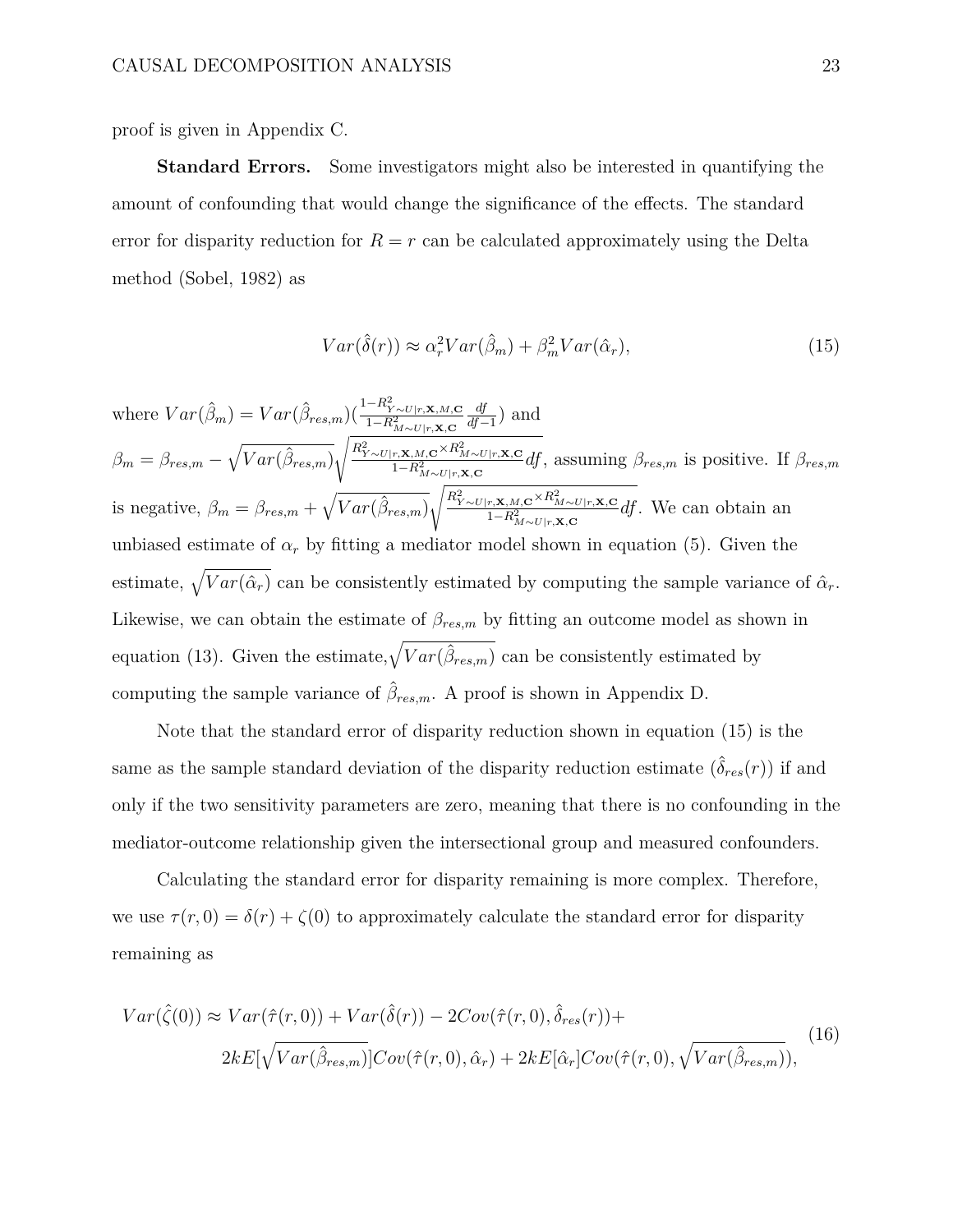proof is given in Appendix C.

**Standard Errors.** Some investigators might also be interested in quantifying the amount of confounding that would change the significance of the effects. The standard error for disparity reduction for $R = r$ can be calculated approximately using the Delta method (Sobel, 1982) as

$$Var(\hat{\delta}(r)) \approx \alpha_r^2 Var(\hat{\beta}_m) + \beta_m^2 Var(\hat{\alpha}_r), \tag{15}$$

where $Var(\hat{\beta}_m) = Var(\hat{\beta}_{res,m})(\frac{1-R^2_{Y\sim U|r,\mathbf{X},M,\mathbf{C}}}{1-R^2_{M\sim U|r,\mathbf{X},\mathbf{C}}} \frac{df}{df-1})$ and $\beta_m = \beta_{res,m} - \sqrt{Var(\hat{\beta}_{res,m})}\sqrt{\frac{R^2_{Y\sim U|r,\mathbf{X},M,\mathbf{C}} \times R^2_{M\sim U|r,\mathbf{X},\mathbf{C}}}{1-R^2_{M\sim U|r,\mathbf{X},\mathbf{C}}} df}$, assuming $\beta_{res,m}$ is positive. If $\beta_{res,m}$ is negative, $\beta_m = \beta_{res,m} + \sqrt{Var(\hat{\beta}_{res,m})}\sqrt{\frac{R^2_{Y\sim U|r,\mathbf{X},M,\mathbf{C}} \times R^2_{M\sim U|r,\mathbf{X},\mathbf{C}}}{1-R^2_{M\sim U|r,\mathbf{X},\mathbf{C}}} df}$. We can obtain an unbiased estimate of $\alpha_r$ by fitting a mediator model shown in equation (5). Given the estimate, $\sqrt{Var(\hat{\alpha}_r)}$ can be consistently estimated by computing the sample variance of $\hat{\alpha}_r$. Likewise, we can obtain the estimate of $\beta_{res,m}$ by fitting an outcome model as shown in equation (13). Given the estimate, $\sqrt{Var(\hat{\beta}_{res,m})}$ can be consistently estimated by computing the sample variance of $\hat{\beta}_{res,m}$. A proof is shown in Appendix D.

Note that the standard error of disparity reduction shown in equation (15) is the same as the sample standard deviation of the disparity reduction estimate ($\hat{\delta}_{res}(r)$) if and only if the two sensitivity parameters are zero, meaning that there is no confounding in the mediator-outcome relationship given the intersectional group and measured confounders.

Calculating the standard error for disparity remaining is more complex. Therefore, we use $\tau(r, 0) = \delta(r) + \zeta(0)$ to approximately calculate the standard error for disparity remaining as

$$\begin{aligned} Var(\hat{\zeta}(0)) \approx\ & Var(\hat{\tau}(r,0)) + Var(\hat{\delta}(r)) - 2Cov(\hat{\tau}(r,0), \hat{\delta}_{res}(r)) + \\ & 2kE[\sqrt{Var(\hat{\beta}_{res,m})}]Cov(\hat{\tau}(r,0), \hat{\alpha}_r) + 2kE[\hat{\alpha}_r]Cov(\hat{\tau}(r,0), \sqrt{Var(\hat{\beta}_{res,m})}), \end{aligned} \tag{16}$$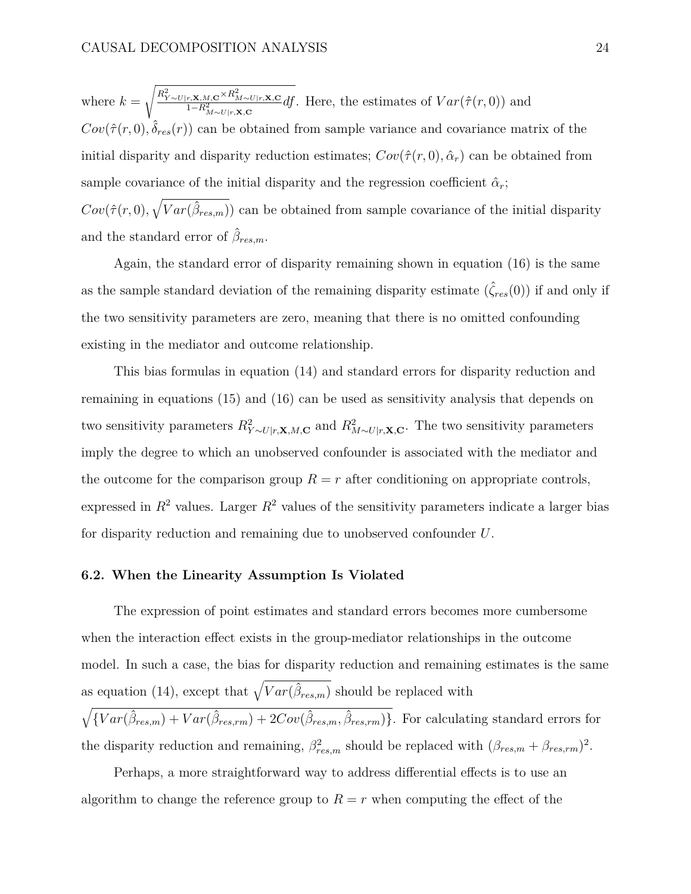where $k = \sqrt{\frac{R^2_{Y \sim U|r,\mathbf{X},M,\mathbf{C}} \times R^2_{M \sim U|r,\mathbf{X},\mathbf{C}}}{1 - R^2_{M \sim U|r,\mathbf{X},\mathbf{C}}} df}$. Here, the estimates of $Var(\hat{\tau}(r,0))$ and $Cov(\hat{\tau}(r,0), \hat{\delta}_{res}(r))$ can be obtained from sample variance and covariance matrix of the initial disparity and disparity reduction estimates; $Cov(\hat{\tau}(r,0), \hat{\alpha}_r)$ can be obtained from sample covariance of the initial disparity and the regression coefficient $\hat{\alpha}_r$; $Cov(\hat{\tau}(r,0), \sqrt{Var(\hat{\beta}_{res,m})})$ can be obtained from sample covariance of the initial disparity and the standard error of $\hat{\beta}_{res,m}$.

Again, the standard error of disparity remaining shown in equation (16) is the same as the sample standard deviation of the remaining disparity estimate ($\hat{\zeta}_{res}(0)$) if and only if the two sensitivity parameters are zero, meaning that there is no omitted confounding existing in the mediator and outcome relationship.

This bias formulas in equation (14) and standard errors for disparity reduction and remaining in equations (15) and (16) can be used as sensitivity analysis that depends on two sensitivity parameters $R^2_{Y \sim U|r,\mathbf{X},M,\mathbf{C}}$ and $R^2_{M \sim U|r,\mathbf{X},\mathbf{C}}$. The two sensitivity parameters imply the degree to which an unobserved confounder is associated with the mediator and the outcome for the comparison group $R = r$ after conditioning on appropriate controls, expressed in $R^2$ values. Larger $R^2$ values of the sensitivity parameters indicate a larger bias for disparity reduction and remaining due to unobserved confounder $U$.

### 6.2. When the Linearity Assumption Is Violated

The expression of point estimates and standard errors becomes more cumbersome when the interaction effect exists in the group-mediator relationships in the outcome model. In such a case, the bias for disparity reduction and remaining estimates is the same as equation (14), except that $\sqrt{Var(\hat{\beta}_{res,m})}$ should be replaced with $\sqrt{\{Var(\hat{\beta}_{res,m}) + Var(\hat{\beta}_{res,rm}) + 2Cov(\hat{\beta}_{res,m}, \hat{\beta}_{res,rm})\}}$. For calculating standard errors for the disparity reduction and remaining, $\beta^2_{res,m}$ should be replaced with $(\beta_{res,m} + \beta_{res,rm})^2$.

Perhaps, a more straightforward way to address differential effects is to use an algorithm to change the reference group to $R = r$ when computing the effect of the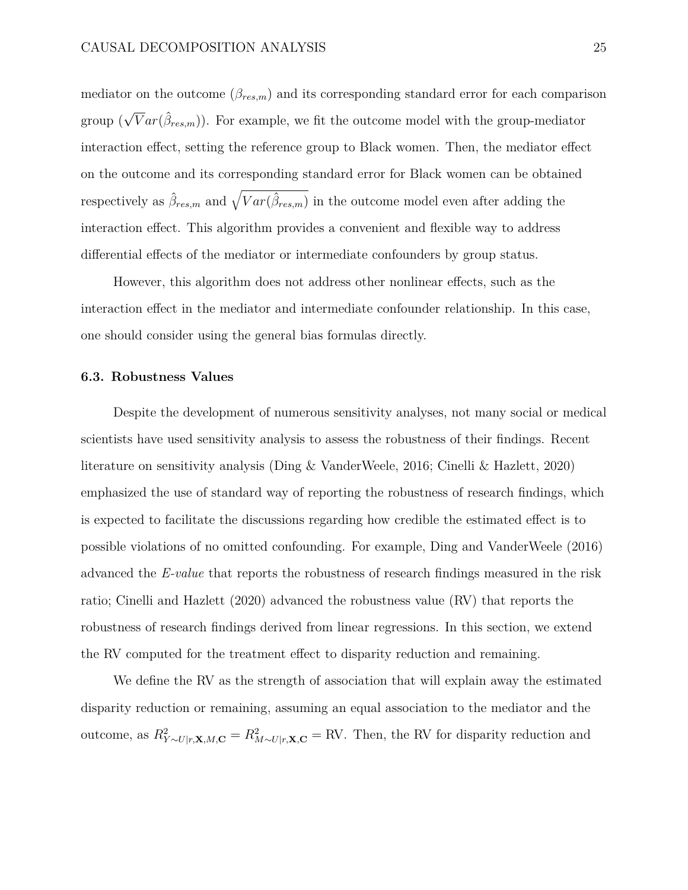mediator on the outcome ($\beta_{res,m}$) and its corresponding standard error for each comparison group ($\sqrt{Var}(\hat{\beta}_{res,m})$). For example, we fit the outcome model with the group-mediator interaction effect, setting the reference group to Black women. Then, the mediator effect on the outcome and its corresponding standard error for Black women can be obtained respectively as $\hat{\beta}_{res,m}$ and $\sqrt{Var(\hat{\beta}_{res,m})}$ in the outcome model even after adding the interaction effect. This algorithm provides a convenient and flexible way to address differential effects of the mediator or intermediate confounders by group status.

However, this algorithm does not address other nonlinear effects, such as the interaction effect in the mediator and intermediate confounder relationship. In this case, one should consider using the general bias formulas directly.

### 6.3. Robustness Values

Despite the development of numerous sensitivity analyses, not many social or medical scientists have used sensitivity analysis to assess the robustness of their findings. Recent literature on sensitivity analysis (Ding & VanderWeele, 2016; Cinelli & Hazlett, 2020) emphasized the use of standard way of reporting the robustness of research findings, which is expected to facilitate the discussions regarding how credible the estimated effect is to possible violations of no omitted confounding. For example, Ding and VanderWeele (2016) advanced the *E-value* that reports the robustness of research findings measured in the risk ratio; Cinelli and Hazlett (2020) advanced the robustness value (RV) that reports the robustness of research findings derived from linear regressions. In this section, we extend the RV computed for the treatment effect to disparity reduction and remaining.

We define the RV as the strength of association that will explain away the estimated disparity reduction or remaining, assuming an equal association to the mediator and the outcome, as $R^2_{Y \sim U|r,\mathbf{X},M,\mathbf{C}} = R^2_{M \sim U|r,\mathbf{X},\mathbf{C}} = \text{RV}$. Then, the RV for disparity reduction and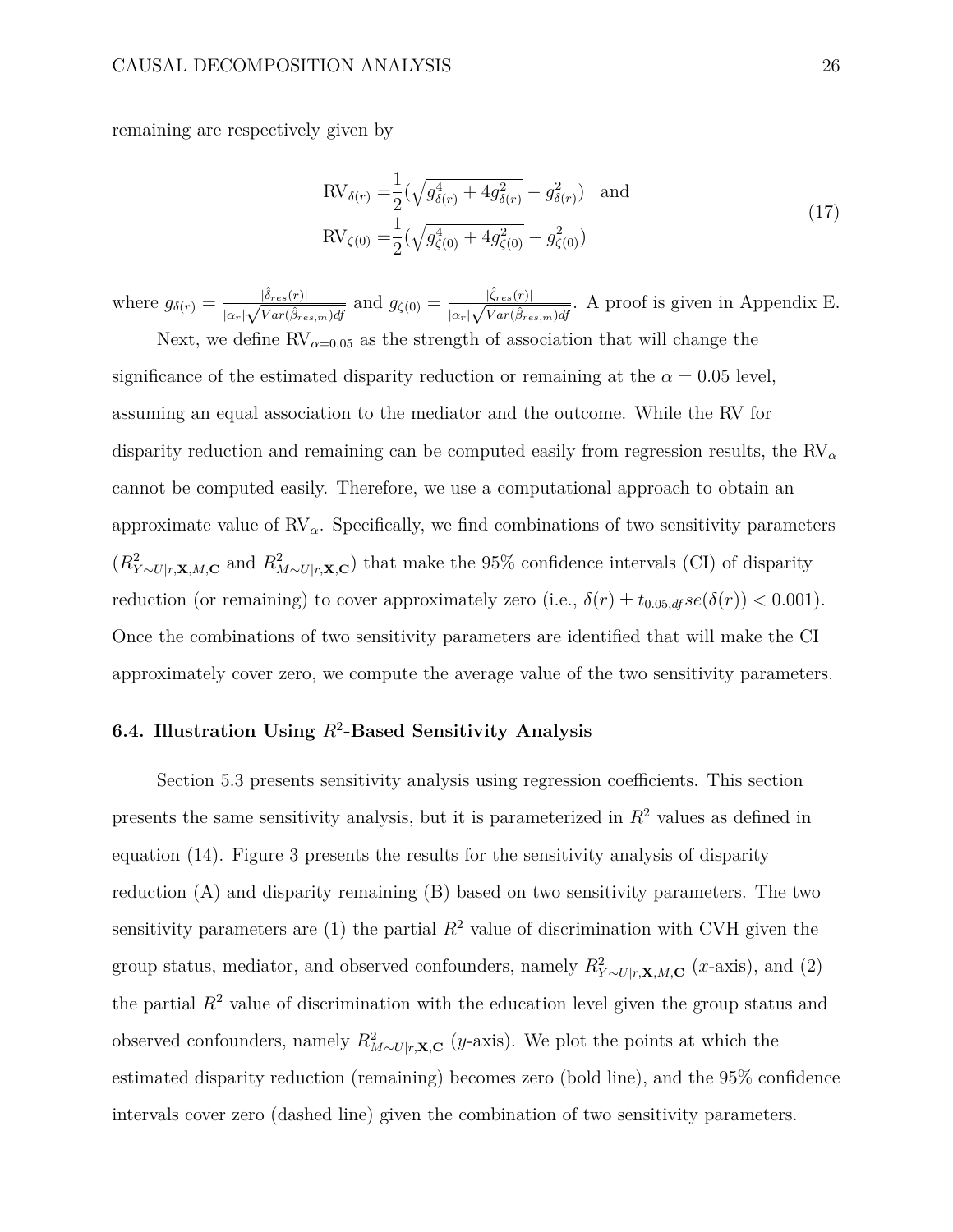remaining are respectively given by

$$
\begin{aligned}
\mathrm{RV}_{\delta(r)} =& \frac{1}{2}\left(\sqrt{g_{\delta(r)}^4 + 4g_{\delta(r)}^2} - g_{\delta(r)}^2\right) \quad \text{and} \\
\mathrm{RV}_{\zeta(0)} =& \frac{1}{2}\left(\sqrt{g_{\zeta(0)}^4 + 4g_{\zeta(0)}^2} - g_{\zeta(0)}^2\right)
\end{aligned}
\tag{17}
$$

where $g_{\delta(r)} = \frac{|\hat{\delta}_{res}(r)|}{|\alpha_r|\sqrt{Var(\hat{\beta}_{res,m})df}}$ and $g_{\zeta(0)} = \frac{|\hat{\zeta}_{res}(r)|}{|\alpha_r|\sqrt{Var(\hat{\beta}_{res,m})df}}$. A proof is given in Appendix E.

Next, we define $\mathrm{RV}_{\alpha=0.05}$ as the strength of association that will change the significance of the estimated disparity reduction or remaining at the $\alpha = 0.05$ level, assuming an equal association to the mediator and the outcome. While the RV for disparity reduction and remaining can be computed easily from regression results, the $\mathrm{RV}_{\alpha}$ cannot be computed easily. Therefore, we use a computational approach to obtain an approximate value of $\mathrm{RV}_{\alpha}$. Specifically, we find combinations of two sensitivity parameters ($R^2_{Y\sim U|r,\mathbf{X},M,\mathbf{C}}$ and $R^2_{M\sim U|r,\mathbf{X},\mathbf{C}}$) that make the 95% confidence intervals (CI) of disparity reduction (or remaining) to cover approximately zero (i.e., $\delta(r) \pm t_{0.05,df}se(\delta(r)) < 0.001$). Once the combinations of two sensitivity parameters are identified that will make the CI approximately cover zero, we compute the average value of the two sensitivity parameters.

### 6.4. Illustration Using $R^2$-Based Sensitivity Analysis

Section 5.3 presents sensitivity analysis using regression coefficients. This section presents the same sensitivity analysis, but it is parameterized in $R^2$ values as defined in equation (14). Figure 3 presents the results for the sensitivity analysis of disparity reduction (A) and disparity remaining (B) based on two sensitivity parameters. The two sensitivity parameters are (1) the partial $R^2$ value of discrimination with CVH given the group status, mediator, and observed confounders, namely $R^2_{Y\sim U|r,\mathbf{X},M,\mathbf{C}}$ ($x$-axis), and (2) the partial $R^2$ value of discrimination with the education level given the group status and observed confounders, namely $R^2_{M\sim U|r,\mathbf{X},\mathbf{C}}$ ($y$-axis). We plot the points at which the estimated disparity reduction (remaining) becomes zero (bold line), and the 95% confidence intervals cover zero (dashed line) given the combination of two sensitivity parameters.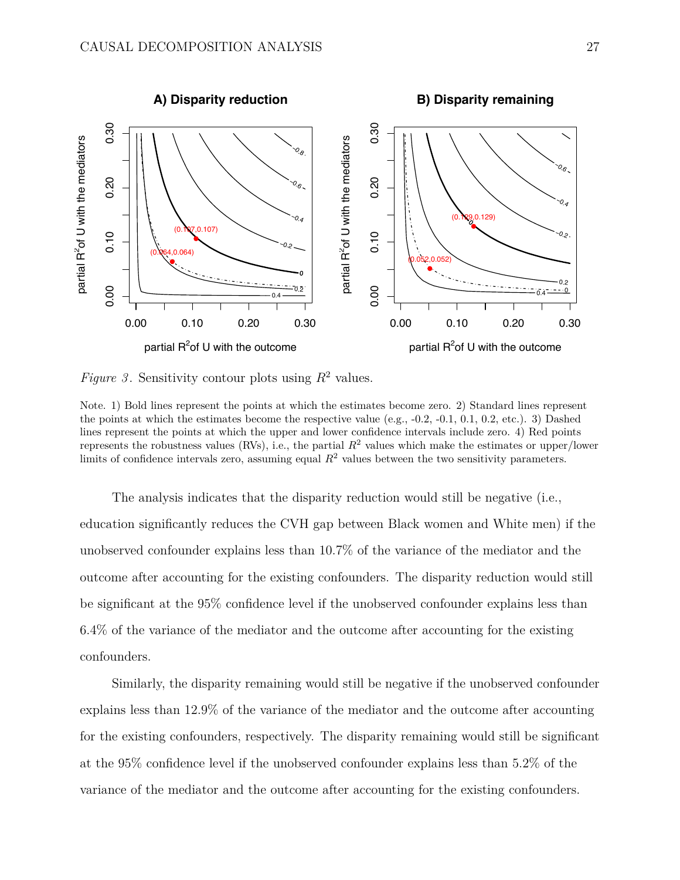*Figure 3*. Sensitivity contour plots using $R^2$ values.

Note. 1) Bold lines represent the points at which the estimates become zero. 2) Standard lines represent the points at which the estimates become the respective value (e.g., -0.2, -0.1, 0.1, 0.2, etc.). 3) Dashed lines represent the points at which the upper and lower confidence intervals include zero. 4) Red points represents the robustness values (RVs), i.e., the partial $R^2$ values which make the estimates or upper/lower limits of confidence intervals zero, assuming equal $R^2$ values between the two sensitivity parameters.

The analysis indicates that the disparity reduction would still be negative (i.e., education significantly reduces the CVH gap between Black women and White men) if the unobserved confounder explains less than 10.7% of the variance of the mediator and the outcome after accounting for the existing confounders. The disparity reduction would still be significant at the 95% confidence level if the unobserved confounder explains less than 6.4% of the variance of the mediator and the outcome after accounting for the existing confounders.

Similarly, the disparity remaining would still be negative if the unobserved confounder explains less than 12.9% of the variance of the mediator and the outcome after accounting for the existing confounders, respectively. The disparity remaining would still be significant at the 95% confidence level if the unobserved confounder explains less than 5.2% of the variance of the mediator and the outcome after accounting for the existing confounders.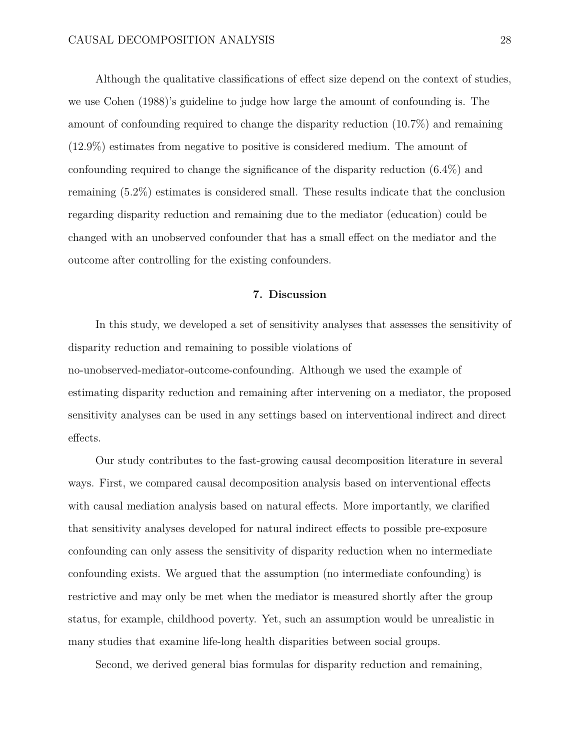Although the qualitative classifications of effect size depend on the context of studies, we use Cohen (1988)'s guideline to judge how large the amount of confounding is. The amount of confounding required to change the disparity reduction (10.7%) and remaining (12.9%) estimates from negative to positive is considered medium. The amount of confounding required to change the significance of the disparity reduction (6.4%) and remaining (5.2%) estimates is considered small. These results indicate that the conclusion regarding disparity reduction and remaining due to the mediator (education) could be changed with an unobserved confounder that has a small effect on the mediator and the outcome after controlling for the existing confounders.

## 7. Discussion

In this study, we developed a set of sensitivity analyses that assesses the sensitivity of disparity reduction and remaining to possible violations of no-unobserved-mediator-outcome-confounding. Although we used the example of estimating disparity reduction and remaining after intervening on a mediator, the proposed sensitivity analyses can be used in any settings based on interventional indirect and direct effects.

Our study contributes to the fast-growing causal decomposition literature in several ways. First, we compared causal decomposition analysis based on interventional effects with causal mediation analysis based on natural effects. More importantly, we clarified that sensitivity analyses developed for natural indirect effects to possible pre-exposure confounding can only assess the sensitivity of disparity reduction when no intermediate confounding exists. We argued that the assumption (no intermediate confounding) is restrictive and may only be met when the mediator is measured shortly after the group status, for example, childhood poverty. Yet, such an assumption would be unrealistic in many studies that examine life-long health disparities between social groups.

Second, we derived general bias formulas for disparity reduction and remaining,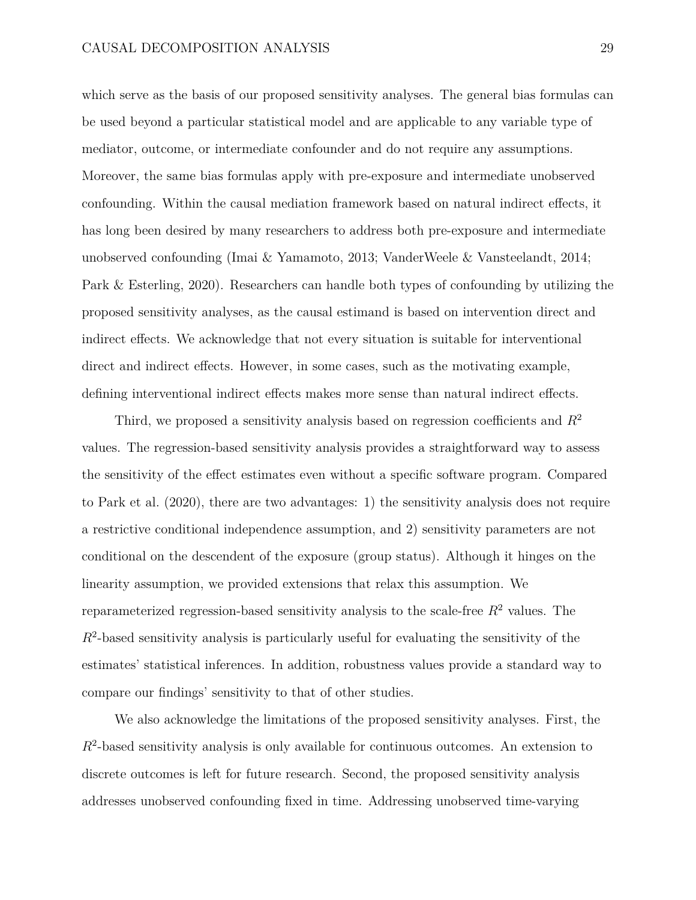which serve as the basis of our proposed sensitivity analyses. The general bias formulas can be used beyond a particular statistical model and are applicable to any variable type of mediator, outcome, or intermediate confounder and do not require any assumptions. Moreover, the same bias formulas apply with pre-exposure and intermediate unobserved confounding. Within the causal mediation framework based on natural indirect effects, it has long been desired by many researchers to address both pre-exposure and intermediate unobserved confounding (Imai & Yamamoto, 2013; VanderWeele & Vansteelandt, 2014; Park & Esterling, 2020). Researchers can handle both types of confounding by utilizing the proposed sensitivity analyses, as the causal estimand is based on intervention direct and indirect effects. We acknowledge that not every situation is suitable for interventional direct and indirect effects. However, in some cases, such as the motivating example, defining interventional indirect effects makes more sense than natural indirect effects.

Third, we proposed a sensitivity analysis based on regression coefficients and $R^2$ values. The regression-based sensitivity analysis provides a straightforward way to assess the sensitivity of the effect estimates even without a specific software program. Compared to Park et al. (2020), there are two advantages: 1) the sensitivity analysis does not require a restrictive conditional independence assumption, and 2) sensitivity parameters are not conditional on the descendent of the exposure (group status). Although it hinges on the linearity assumption, we provided extensions that relax this assumption. We reparameterized regression-based sensitivity analysis to the scale-free $R^2$ values. The $R^2$-based sensitivity analysis is particularly useful for evaluating the sensitivity of the estimates' statistical inferences. In addition, robustness values provide a standard way to compare our findings' sensitivity to that of other studies.

We also acknowledge the limitations of the proposed sensitivity analyses. First, the $R^2$-based sensitivity analysis is only available for continuous outcomes. An extension to discrete outcomes is left for future research. Second, the proposed sensitivity analysis addresses unobserved confounding fixed in time. Addressing unobserved time-varying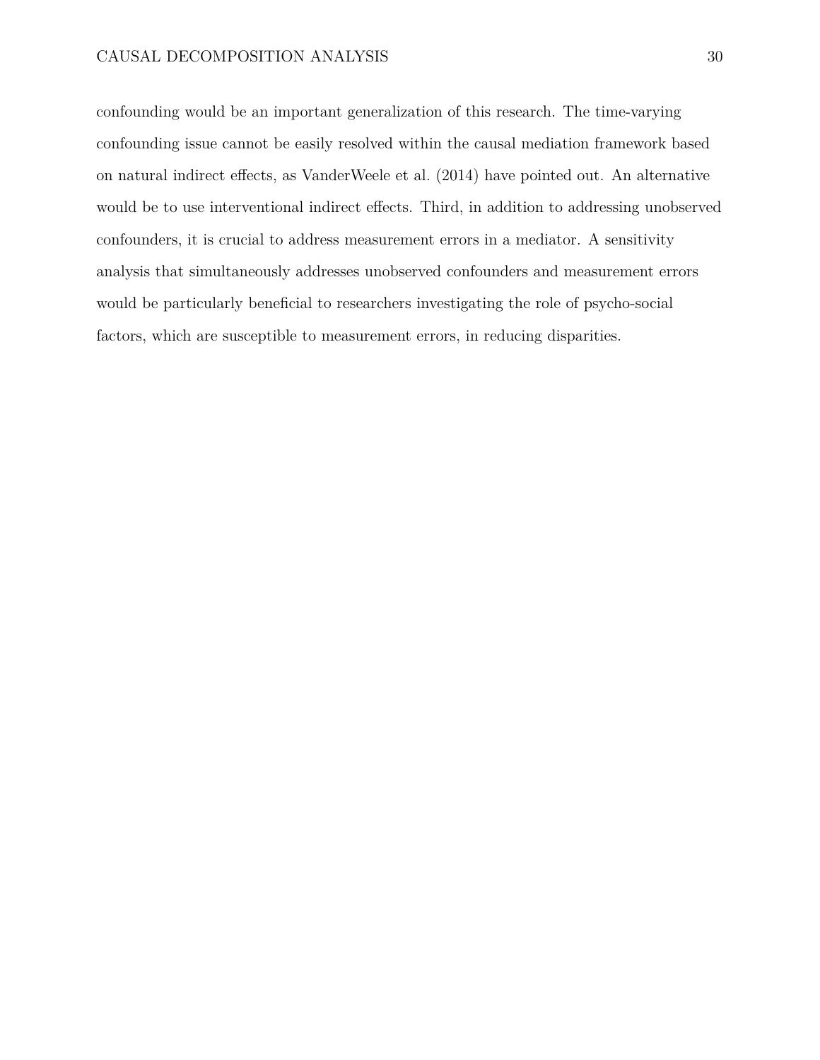confounding would be an important generalization of this research. The time-varying confounding issue cannot be easily resolved within the causal mediation framework based on natural indirect effects, as VanderWeele et al. (2014) have pointed out. An alternative would be to use interventional indirect effects. Third, in addition to addressing unobserved confounders, it is crucial to address measurement errors in a mediator. A sensitivity analysis that simultaneously addresses unobserved confounders and measurement errors would be particularly beneficial to researchers investigating the role of psycho-social factors, which are susceptible to measurement errors, in reducing disparities.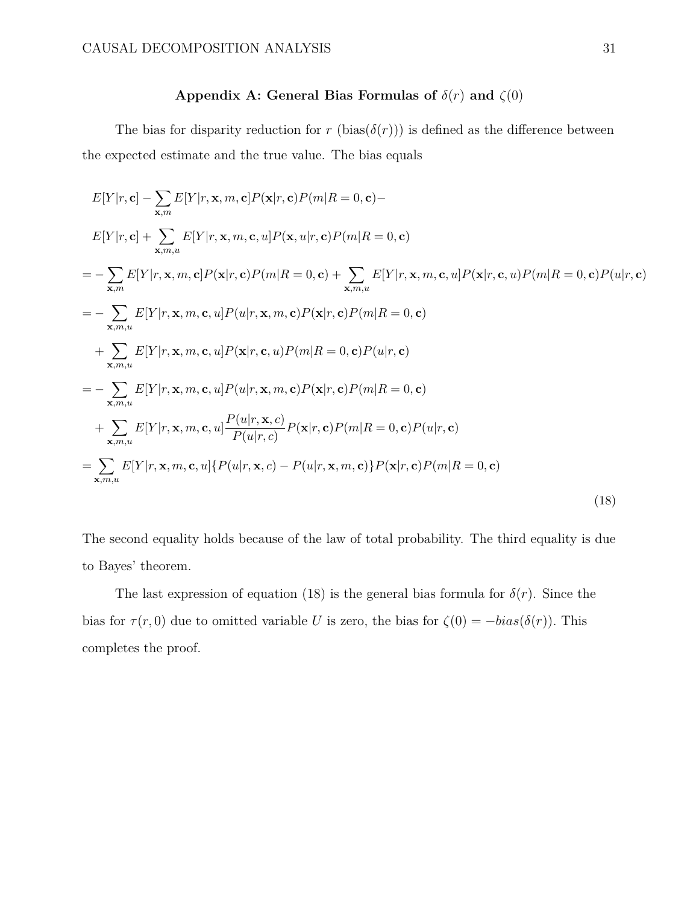## Appendix A: General Bias Formulas of $\delta(r)$ and $\zeta(0)$

The bias for disparity reduction for $r$ (bias($\delta(r)$)) is defined as the difference between the expected estimate and the true value. The bias equals

$$
\begin{aligned}
& E[Y|r,\mathbf{c}] - \sum_{\mathbf{x},m} E[Y|r,\mathbf{x},m,\mathbf{c}]P(\mathbf{x}|r,\mathbf{c})P(m|R=0,\mathbf{c}) - \\
& E[Y|r,\mathbf{c}] + \sum_{\mathbf{x},m,u} E[Y|r,\mathbf{x},m,\mathbf{c},u]P(\mathbf{x},u|r,\mathbf{c})P(m|R=0,\mathbf{c}) \\
= & -\sum_{\mathbf{x},m} E[Y|r,\mathbf{x},m,\mathbf{c}]P(\mathbf{x}|r,\mathbf{c})P(m|R=0,\mathbf{c}) + \sum_{\mathbf{x},m,u} E[Y|r,\mathbf{x},m,\mathbf{c},u]P(\mathbf{x}|r,\mathbf{c},u)P(m|R=0,\mathbf{c})P(u|r,\mathbf{c}) \\
= & -\sum_{\mathbf{x},m,u} E[Y|r,\mathbf{x},m,\mathbf{c},u]P(u|r,\mathbf{x},m,\mathbf{c})P(\mathbf{x}|r,\mathbf{c})P(m|R=0,\mathbf{c}) \\
& + \sum_{\mathbf{x},m,u} E[Y|r,\mathbf{x},m,\mathbf{c},u]P(\mathbf{x}|r,\mathbf{c},u)P(m|R=0,\mathbf{c})P(u|r,\mathbf{c}) \\
= & -\sum_{\mathbf{x},m,u} E[Y|r,\mathbf{x},m,\mathbf{c},u]P(u|r,\mathbf{x},m,\mathbf{c})P(\mathbf{x}|r,\mathbf{c})P(m|R=0,\mathbf{c}) \\
& + \sum_{\mathbf{x},m,u} E[Y|r,\mathbf{x},m,\mathbf{c},u]\frac{P(u|r,\mathbf{x},c)}{P(u|r,c)}P(\mathbf{x}|r,\mathbf{c})P(m|R=0,\mathbf{c})P(u|r,\mathbf{c}) \\
= & \sum_{\mathbf{x},m,u} E[Y|r,\mathbf{x},m,\mathbf{c},u]\{P(u|r,\mathbf{x},c) - P(u|r,\mathbf{x},m,\mathbf{c})\}P(\mathbf{x}|r,\mathbf{c})P(m|R=0,\mathbf{c})
\end{aligned}
\tag{18}
$$

The second equality holds because of the law of total probability. The third equality is due to Bayes' theorem.

The last expression of equation (18) is the general bias formula for $\delta(r)$. Since the bias for $\tau(r,0)$ due to omitted variable $U$ is zero, the bias for $\zeta(0) = -bias(\delta(r))$. This completes the proof.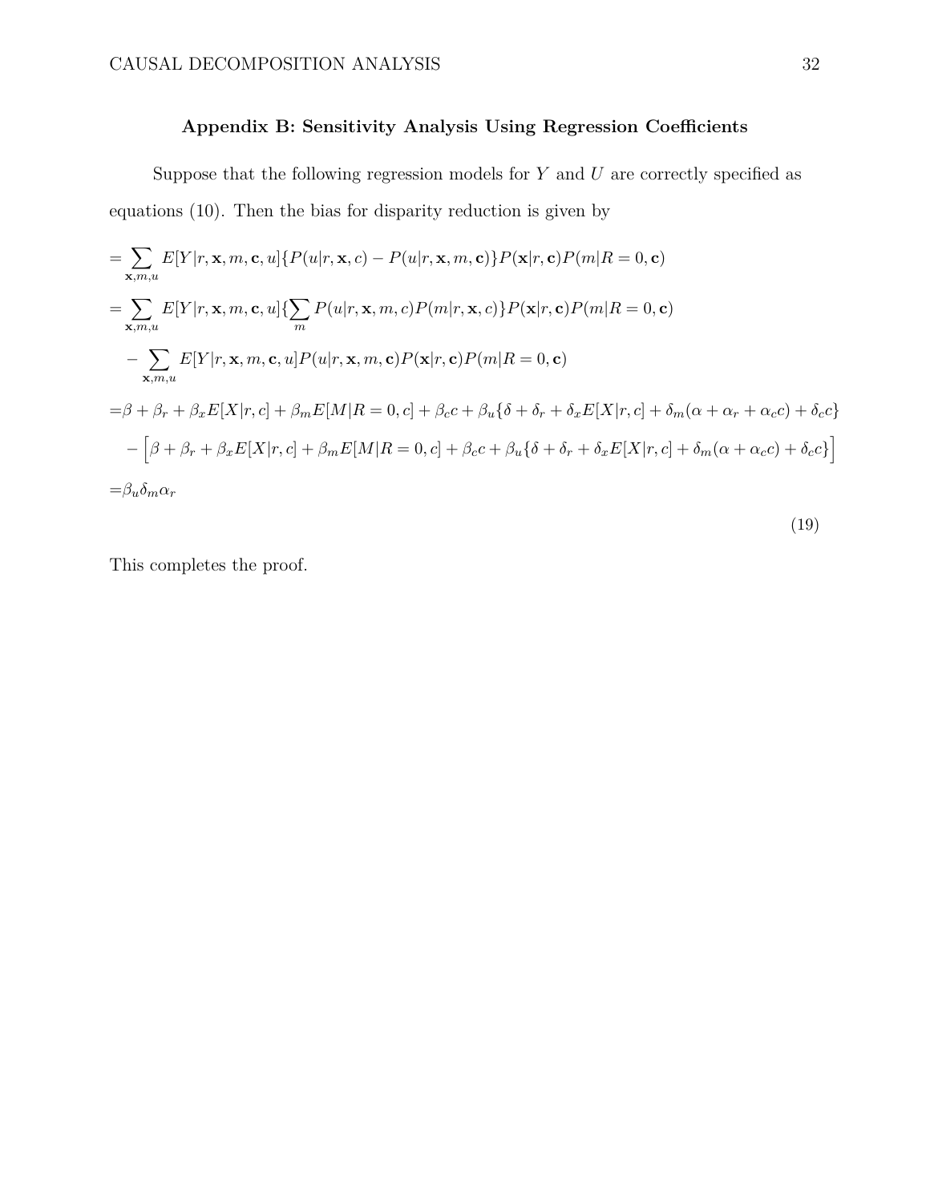## Appendix B: Sensitivity Analysis Using Regression Coefficients

Suppose that the following regression models for $Y$ and $U$ are correctly specified as equations (10). Then the bias for disparity reduction is given by

$$
\begin{aligned}
&= \sum_{\mathbf{x},m,u} E[Y|r,\mathbf{x},m,\mathbf{c},u]\{P(u|r,\mathbf{x},c) - P(u|r,\mathbf{x},m,\mathbf{c})\}P(\mathbf{x}|r,\mathbf{c})P(m|R=0,\mathbf{c}) \\
&= \sum_{\mathbf{x},m,u} E[Y|r,\mathbf{x},m,\mathbf{c},u]\{\sum_{m} P(u|r,\mathbf{x},m,c)P(m|r,\mathbf{x},c)\}P(\mathbf{x}|r,\mathbf{c})P(m|R=0,\mathbf{c}) \\
&\quad - \sum_{\mathbf{x},m,u} E[Y|r,\mathbf{x},m,\mathbf{c},u]P(u|r,\mathbf{x},m,\mathbf{c})P(\mathbf{x}|r,\mathbf{c})P(m|R=0,\mathbf{c}) \\
&= \beta + \beta_r + \beta_x E[X|r,c] + \beta_m E[M|R=0,c] + \beta_c c + \beta_u\{\delta + \delta_r + \delta_x E[X|r,c] + \delta_m(\alpha + \alpha_r + \alpha_c c) + \delta_c c\} \\
&\quad - \Big[\beta + \beta_r + \beta_x E[X|r,c] + \beta_m E[M|R=0,c] + \beta_c c + \beta_u\{\delta + \delta_r + \delta_x E[X|r,c] + \delta_m(\alpha + \alpha_c c) + \delta_c c\}\Big] \\
&= \beta_u \delta_m \alpha_r
\end{aligned}
\tag{19}
$$

This completes the proof.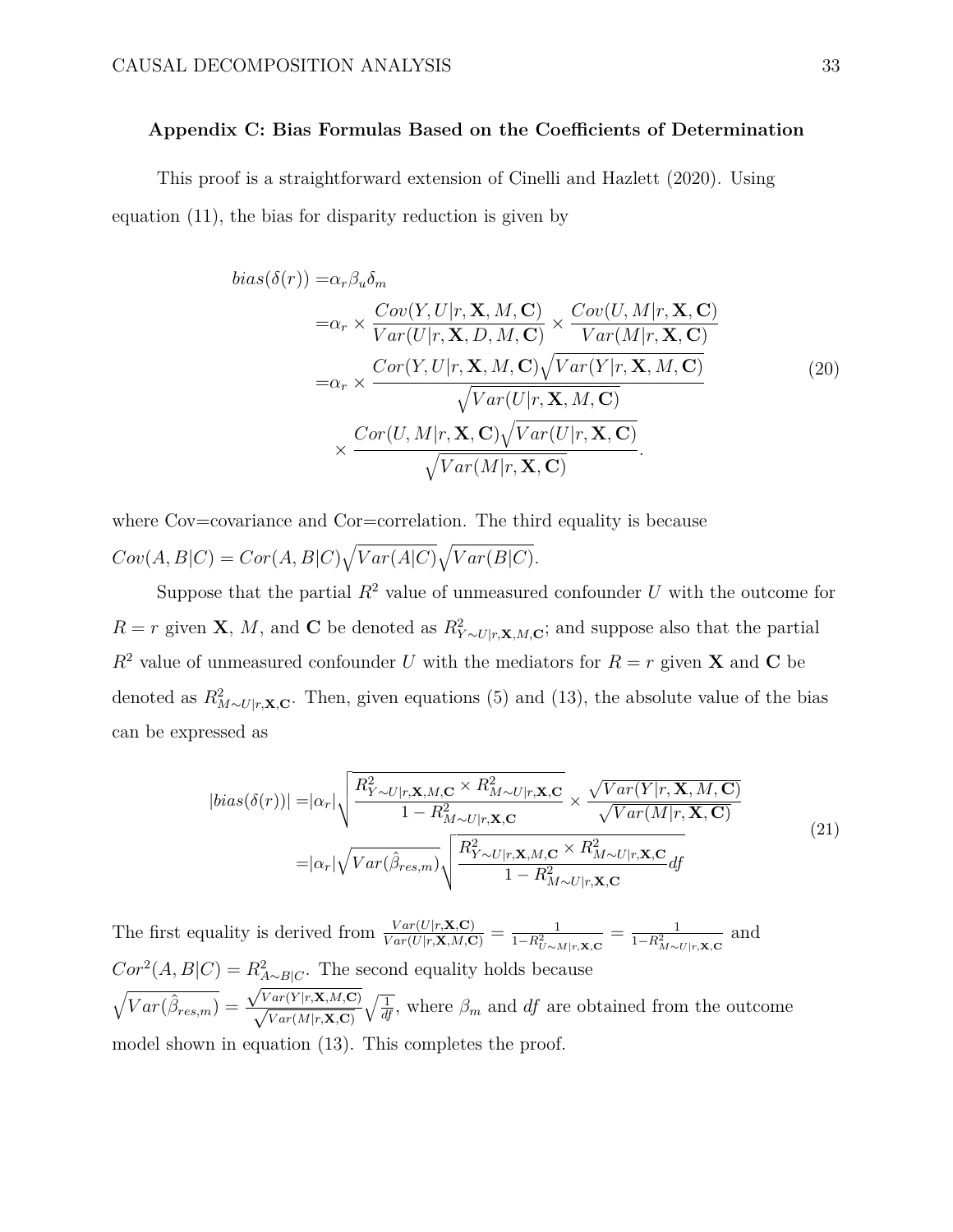### Appendix C: Bias Formulas Based on the Coefficients of Determination

This proof is a straightforward extension of Cinelli and Hazlett (2020). Using equation (11), the bias for disparity reduction is given by

$$
\begin{aligned}
bias(\delta(r)) =& \alpha_r \beta_u \delta_m \\
=& \alpha_r \times \frac{Cov(Y, U|r, \mathbf{X}, M, \mathbf{C})}{Var(U|r, \mathbf{X}, D, M, \mathbf{C})} \times \frac{Cov(U, M|r, \mathbf{X}, \mathbf{C})}{Var(M|r, \mathbf{X}, \mathbf{C})} \\
=& \alpha_r \times \frac{Cor(Y, U|r, \mathbf{X}, M, \mathbf{C})\sqrt{Var(Y|r, \mathbf{X}, M, \mathbf{C})}}{\sqrt{Var(U|r, \mathbf{X}, M, \mathbf{C})}} \\
&\times \frac{Cor(U, M|r, \mathbf{X}, \mathbf{C})\sqrt{Var(U|r, \mathbf{X}, \mathbf{C})}}{\sqrt{Var(M|r, \mathbf{X}, \mathbf{C})}}.
\end{aligned}
\tag{20}
$$

where Cov=covariance and Cor=correlation. The third equality is because $Cov(A, B|C) = Cor(A, B|C)\sqrt{Var(A|C)}\sqrt{Var(B|C)}$.

Suppose that the partial $R^2$ value of unmeasured confounder $U$ with the outcome for $R = r$ given $\mathbf{X}$, $M$, and $\mathbf{C}$ be denoted as $R^2_{Y\sim U|r,\mathbf{X},M,\mathbf{C}}$; and suppose also that the partial $R^2$ value of unmeasured confounder $U$ with the mediators for $R = r$ given $\mathbf{X}$ and $\mathbf{C}$ be denoted as $R^2_{M\sim U|r,\mathbf{X},\mathbf{C}}$. Then, given equations (5) and (13), the absolute value of the bias can be expressed as

$$
\begin{aligned}
|bias(\delta(r))| =& |\alpha_r| \sqrt{\frac{R^2_{Y\sim U|r,\mathbf{X},M,\mathbf{C}} \times R^2_{M\sim U|r,\mathbf{X},\mathbf{C}}}{1 - R^2_{M\sim U|r,\mathbf{X},\mathbf{C}}}} \times \frac{\sqrt{Var(Y|r, \mathbf{X}, M, \mathbf{C})}}{\sqrt{Var(M|r, \mathbf{X}, \mathbf{C})}} \\
=& |\alpha_r| \sqrt{Var(\hat{\beta}_{res,m})} \sqrt{\frac{R^2_{Y\sim U|r,\mathbf{X},M,\mathbf{C}} \times R^2_{M\sim U|r,\mathbf{X},\mathbf{C}}}{1 - R^2_{M\sim U|r,\mathbf{X},\mathbf{C}}} df}
\end{aligned}
\tag{21}
$$

The first equality is derived from $\frac{Var(U|r,\mathbf{X},\mathbf{C})}{Var(U|r,\mathbf{X},M,\mathbf{C})} = \frac{1}{1-R^2_{U\sim M|r,\mathbf{X},\mathbf{C}}} = \frac{1}{1-R^2_{M\sim U|r,\mathbf{X},\mathbf{C}}}$ and $Cor^2(A, B|C) = R^2_{A\sim B|C}$. The second equality holds because $\sqrt{Var(\hat{\beta}_{res,m})} = \frac{\sqrt{Var(Y|r,\mathbf{X},M,\mathbf{C})}}{\sqrt{Var(M|r,\mathbf{X},\mathbf{C})}} \sqrt{\frac{1}{df}}$, where $\beta_m$ and $df$ are obtained from the outcome model shown in equation (13). This completes the proof.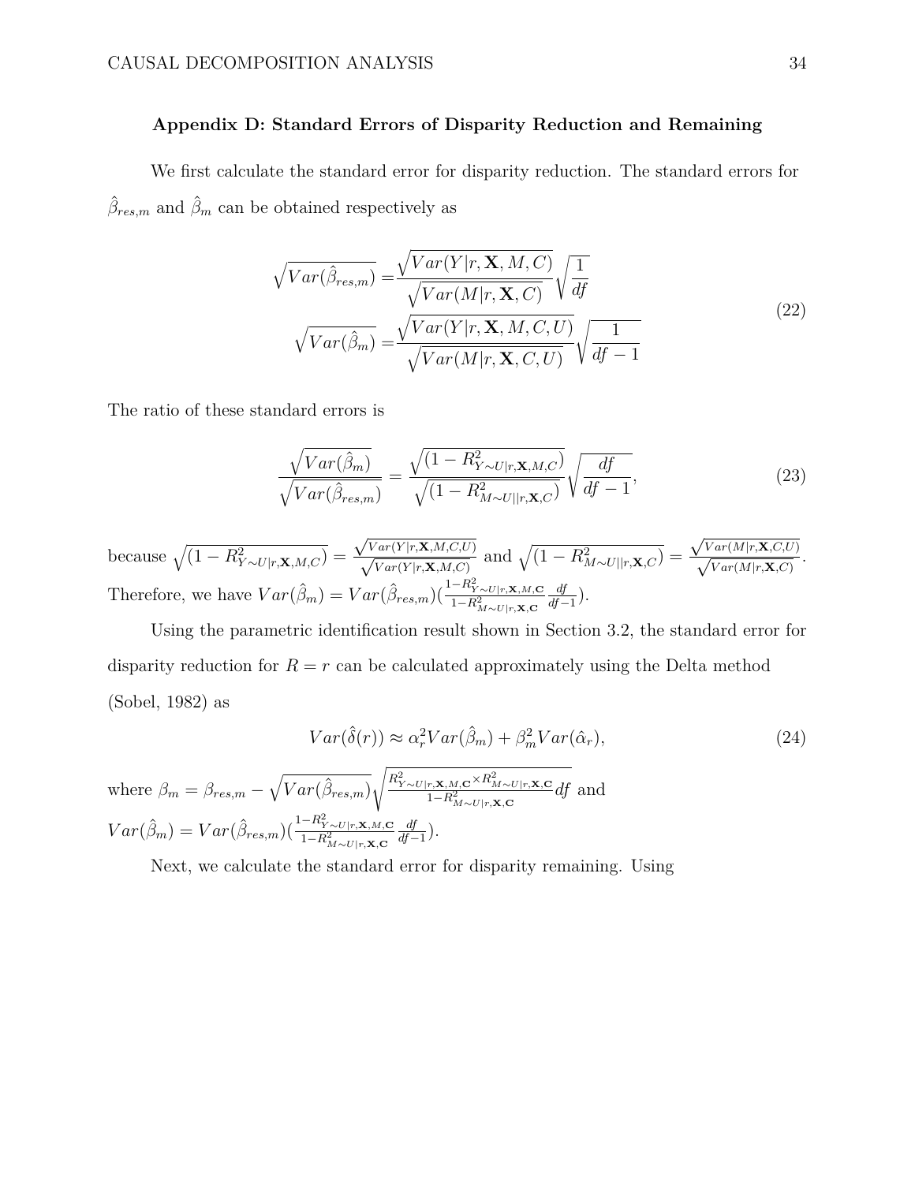### Appendix D: Standard Errors of Disparity Reduction and Remaining

We first calculate the standard error for disparity reduction. The standard errors for $\hat{\beta}_{res,m}$ and $\hat{\beta}_m$ can be obtained respectively as

$$\begin{aligned}\sqrt{Var(\hat{\beta}_{res,m})} =& \frac{\sqrt{Var(Y|r,\mathbf{X},M,C)}}{\sqrt{Var(M|r,\mathbf{X},C)}}\sqrt{\frac{1}{df}} \\ \sqrt{Var(\hat{\beta}_m)} =& \frac{\sqrt{Var(Y|r,\mathbf{X},M,C,U)}}{\sqrt{Var(M|r,\mathbf{X},C,U)}}\sqrt{\frac{1}{df-1}}\end{aligned} \tag{22}$$

The ratio of these standard errors is

$$\frac{\sqrt{Var(\hat{\beta}_m)}}{\sqrt{Var(\hat{\beta}_{res,m})}} = \frac{\sqrt{(1-R^2_{Y\sim U|r,\mathbf{X},M,C})}}{\sqrt{(1-R^2_{M\sim U||r,\mathbf{X},C})}}\sqrt{\frac{df}{df-1}}, \tag{23}$$

because $\sqrt{(1-R^2_{Y\sim U|r,\mathbf{X},M,C})} = \frac{\sqrt{Var(Y|r,\mathbf{X},M,C,U)}}{\sqrt{Var(Y|r,\mathbf{X},M,C)}}$ and $\sqrt{(1-R^2_{M\sim U||r,\mathbf{X},C})} = \frac{\sqrt{Var(M|r,\mathbf{X},C,U)}}{\sqrt{Var(M|r,\mathbf{X},C)}}$. Therefore, we have $Var(\hat{\beta}_m) = Var(\hat{\beta}_{res,m})(\frac{1-R^2_{Y\sim U|r,\mathbf{X},M,\mathbf{C}}}{1-R^2_{M\sim U|r,\mathbf{X},\mathbf{C}}}\frac{df}{df-1})$.

Using the parametric identification result shown in Section 3.2, the standard error for disparity reduction for $R = r$ can be calculated approximately using the Delta method (Sobel, 1982) as

$$Var(\hat{\delta}(r)) \approx \alpha_r^2 Var(\hat{\beta}_m) + \beta_m^2 Var(\hat{\alpha}_r), \tag{24}$$

where $\beta_m = \beta_{res,m} - \sqrt{Var(\hat{\beta}_{res,m})}\sqrt{\frac{R^2_{Y\sim U|r,\mathbf{X},M,\mathbf{C}} \times R^2_{M\sim U|r,\mathbf{X},\mathbf{C}}}{1-R^2_{M\sim U|r,\mathbf{X},\mathbf{C}}}df}$ and $Var(\hat{\beta}_m) = Var(\hat{\beta}_{res,m})(\frac{1-R^2_{Y\sim U|r,\mathbf{X},M,\mathbf{C}}}{1-R^2_{M\sim U|r,\mathbf{X},\mathbf{C}}}\frac{df}{df-1})$.

Next, we calculate the standard error for disparity remaining. Using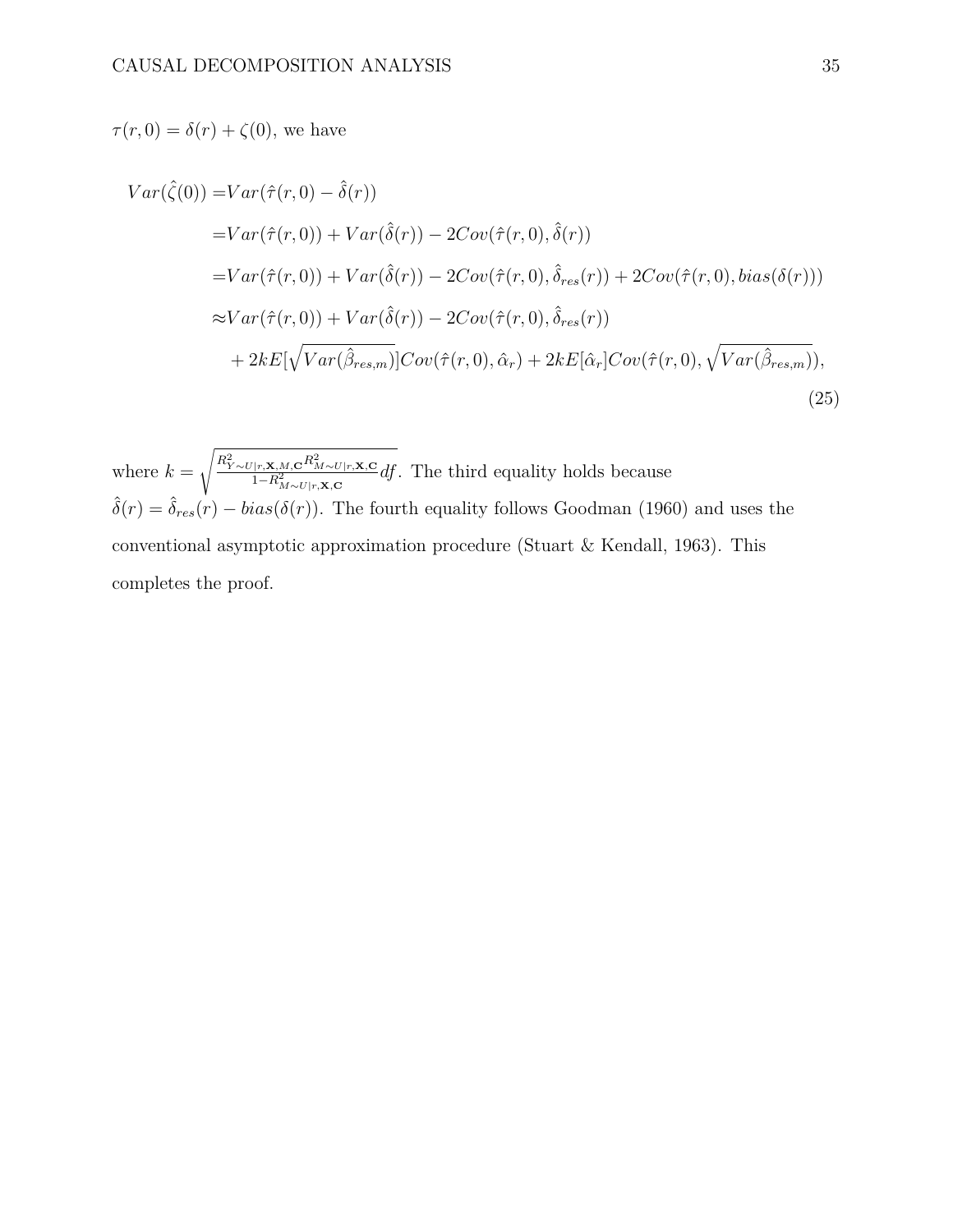$\tau(r, 0) = \delta(r) + \zeta(0)$, we have

$$
\begin{aligned}
Var(\hat{\zeta}(0)) =& Var(\hat{\tau}(r,0) - \hat{\delta}(r)) \\
=& Var(\hat{\tau}(r,0)) + Var(\hat{\delta}(r)) - 2Cov(\hat{\tau}(r,0), \hat{\delta}(r)) \\
=& Var(\hat{\tau}(r,0)) + Var(\hat{\delta}(r)) - 2Cov(\hat{\tau}(r,0), \hat{\delta}_{res}(r)) + 2Cov(\hat{\tau}(r,0), bias(\delta(r))) \\
\approx& Var(\hat{\tau}(r,0)) + Var(\hat{\delta}(r)) - 2Cov(\hat{\tau}(r,0), \hat{\delta}_{res}(r)) \\
&+ 2kE[\sqrt{Var(\hat{\beta}_{res,m})}]Cov(\hat{\tau}(r,0), \hat{\alpha}_r) + 2kE[\hat{\alpha}_r]Cov(\hat{\tau}(r,0), \sqrt{Var(\hat{\beta}_{res,m})}),
\end{aligned}
\tag{25}
$$

where $k = \sqrt{\frac{R^2_{Y \sim U|r,\mathbf{X},M,\mathbf{C}} R^2_{M \sim U|r,\mathbf{X},\mathbf{C}}}{1 - R^2_{M \sim U|r,\mathbf{X},\mathbf{C}}} df}$. The third equality holds because $\hat{\delta}(r) = \hat{\delta}_{res}(r) - bias(\delta(r))$. The fourth equality follows Goodman (1960) and uses the conventional asymptotic approximation procedure (Stuart & Kendall, 1963). This completes the proof.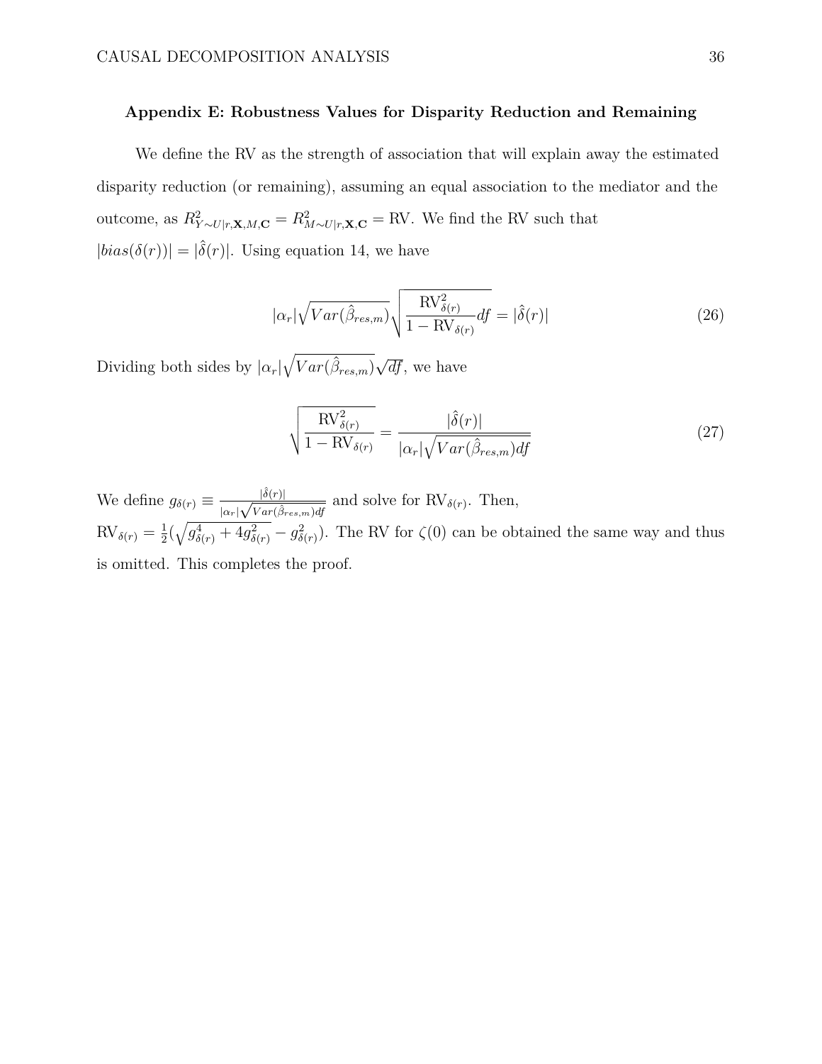### Appendix E: Robustness Values for Disparity Reduction and Remaining

We define the RV as the strength of association that will explain away the estimated disparity reduction (or remaining), assuming an equal association to the mediator and the outcome, as $R^2_{Y \sim U|r,\mathbf{X},M,\mathbf{C}} = R^2_{M \sim U|r,\mathbf{X},\mathbf{C}} = \text{RV}$. We find the RV such that $|bias(\delta(r))| = |\hat{\delta}(r)|$. Using equation 14, we have

$$|\alpha_r|\sqrt{Var(\hat{\beta}_{res,m})}\sqrt{\frac{\text{RV}^2_{\delta(r)}}{1-\text{RV}_{\delta(r)}}df} = |\hat{\delta}(r)| \tag{26}$$

Dividing both sides by $|\alpha_r|\sqrt{Var(\hat{\beta}_{res,m})}\sqrt{df}$, we have

$$\sqrt{\frac{\text{RV}^2_{\delta(r)}}{1-\text{RV}_{\delta(r)}}} = \frac{|\hat{\delta}(r)|}{|\alpha_r|\sqrt{Var(\hat{\beta}_{res,m})df}} \tag{27}$$

We define $g_{\delta(r)} \equiv \frac{|\hat{\delta}(r)|}{|\alpha_r|\sqrt{Var(\hat{\beta}_{res,m})df}}$ and solve for $\text{RV}_{\delta(r)}$. Then, $\text{RV}_{\delta(r)} = \frac{1}{2}(\sqrt{g^4_{\delta(r)} + 4g^2_{\delta(r)}} - g^2_{\delta(r)})$. The RV for $\zeta(0)$ can be obtained the same way and thus is omitted. This completes the proof.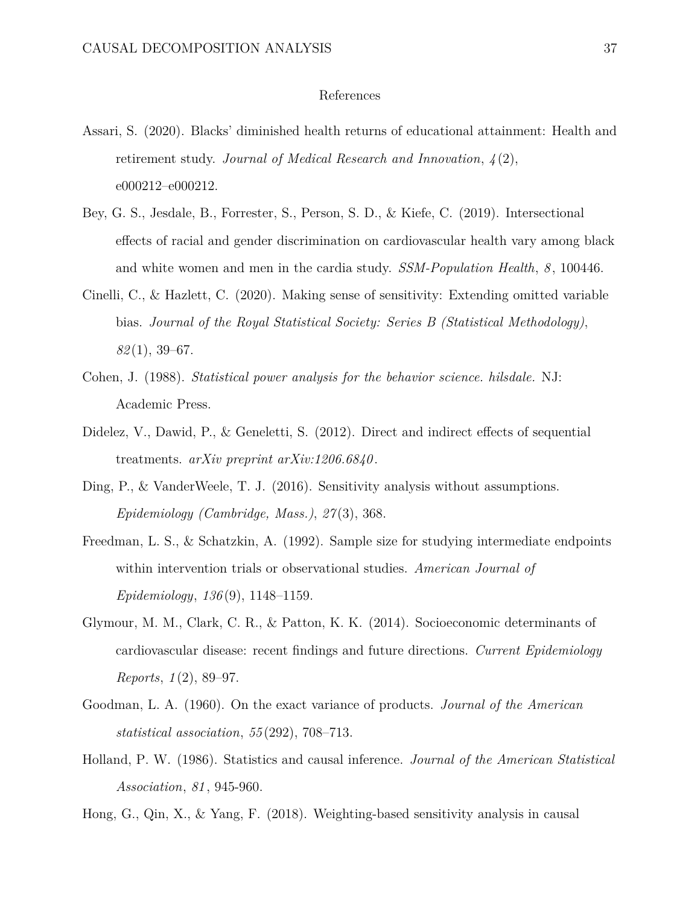# References

Assari, S. (2020). Blacks' diminished health returns of educational attainment: Health and retirement study. *Journal of Medical Research and Innovation*, *4*(2), e000212–e000212.

Bey, G. S., Jesdale, B., Forrester, S., Person, S. D., & Kiefe, C. (2019). Intersectional effects of racial and gender discrimination on cardiovascular health vary among black and white women and men in the cardia study. *SSM-Population Health*, *8*, 100446.

Cinelli, C., & Hazlett, C. (2020). Making sense of sensitivity: Extending omitted variable bias. *Journal of the Royal Statistical Society: Series B (Statistical Methodology)*, *82*(1), 39–67.

Cohen, J. (1988). *Statistical power analysis for the behavior science. hilsdale.* NJ: Academic Press.

Didelez, V., Dawid, P., & Geneletti, S. (2012). Direct and indirect effects of sequential treatments. *arXiv preprint arXiv:1206.6840*.

Ding, P., & VanderWeele, T. J. (2016). Sensitivity analysis without assumptions. *Epidemiology (Cambridge, Mass.)*, *27*(3), 368.

Freedman, L. S., & Schatzkin, A. (1992). Sample size for studying intermediate endpoints within intervention trials or observational studies. *American Journal of Epidemiology*, *136*(9), 1148–1159.

Glymour, M. M., Clark, C. R., & Patton, K. K. (2014). Socioeconomic determinants of cardiovascular disease: recent findings and future directions. *Current Epidemiology Reports*, *1*(2), 89–97.

Goodman, L. A. (1960). On the exact variance of products. *Journal of the American statistical association*, *55*(292), 708–713.

Holland, P. W. (1986). Statistics and causal inference. *Journal of the American Statistical Association*, *81*, 945-960.

Hong, G., Qin, X., & Yang, F. (2018). Weighting-based sensitivity analysis in causal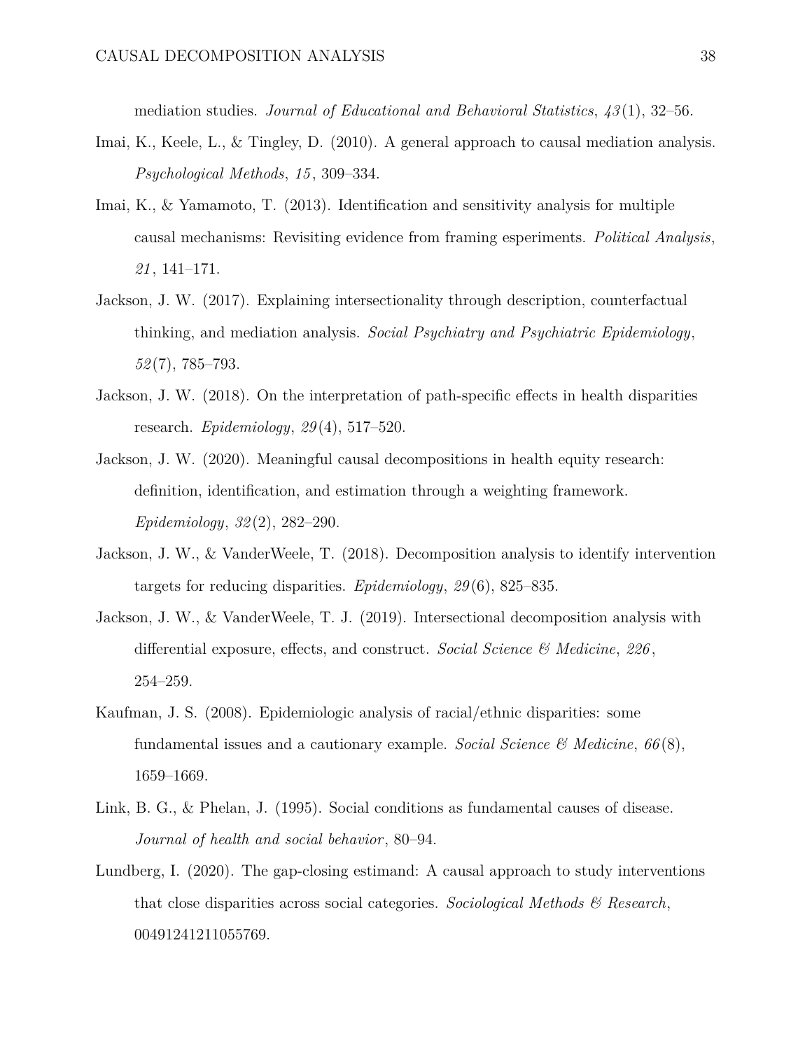mediation studies. *Journal of Educational and Behavioral Statistics*, *43*(1), 32–56.

Imai, K., Keele, L., & Tingley, D. (2010). A general approach to causal mediation analysis. *Psychological Methods*, *15*, 309–334.

Imai, K., & Yamamoto, T. (2013). Identification and sensitivity analysis for multiple causal mechanisms: Revisiting evidence from framing esperiments. *Political Analysis*, *21*, 141–171.

Jackson, J. W. (2017). Explaining intersectionality through description, counterfactual thinking, and mediation analysis. *Social Psychiatry and Psychiatric Epidemiology*, *52*(7), 785–793.

Jackson, J. W. (2018). On the interpretation of path-specific effects in health disparities research. *Epidemiology*, *29*(4), 517–520.

Jackson, J. W. (2020). Meaningful causal decompositions in health equity research: definition, identification, and estimation through a weighting framework. *Epidemiology*, *32*(2), 282–290.

Jackson, J. W., & VanderWeele, T. (2018). Decomposition analysis to identify intervention targets for reducing disparities. *Epidemiology*, *29*(6), 825–835.

Jackson, J. W., & VanderWeele, T. J. (2019). Intersectional decomposition analysis with differential exposure, effects, and construct. *Social Science & Medicine*, *226*, 254–259.

Kaufman, J. S. (2008). Epidemiologic analysis of racial/ethnic disparities: some fundamental issues and a cautionary example. *Social Science & Medicine*, *66*(8), 1659–1669.

Link, B. G., & Phelan, J. (1995). Social conditions as fundamental causes of disease. *Journal of health and social behavior*, 80–94.

Lundberg, I. (2020). The gap-closing estimand: A causal approach to study interventions that close disparities across social categories. *Sociological Methods & Research*, 00491241211055769.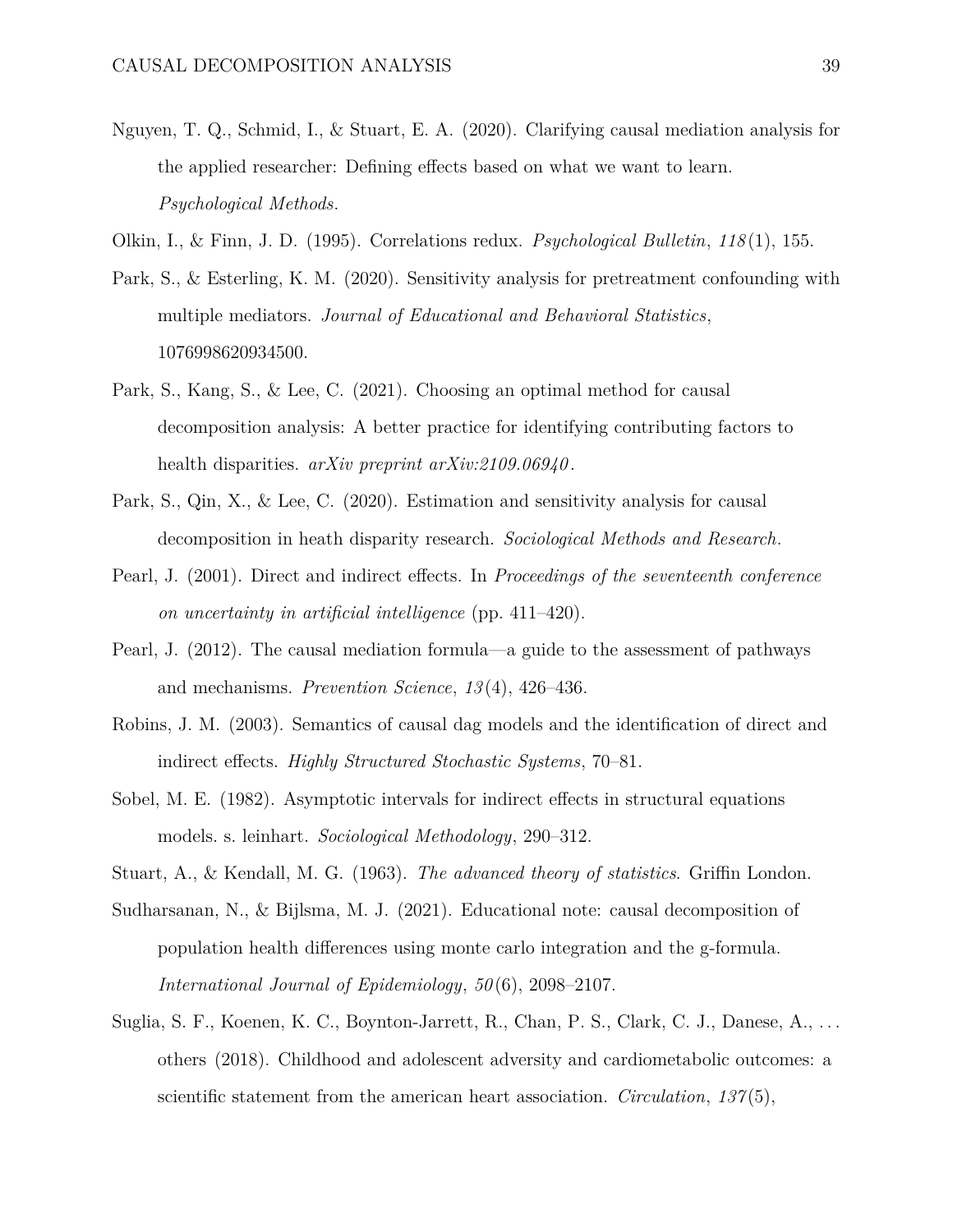Nguyen, T. Q., Schmid, I., & Stuart, E. A. (2020). Clarifying causal mediation analysis for the applied researcher: Defining effects based on what we want to learn. *Psychological Methods*.

Olkin, I., & Finn, J. D. (1995). Correlations redux. *Psychological Bulletin*, *118*(1), 155.

Park, S., & Esterling, K. M. (2020). Sensitivity analysis for pretreatment confounding with multiple mediators. *Journal of Educational and Behavioral Statistics*, 1076998620934500.

Park, S., Kang, S., & Lee, C. (2021). Choosing an optimal method for causal decomposition analysis: A better practice for identifying contributing factors to health disparities. *arXiv preprint arXiv:2109.06940*.

Park, S., Qin, X., & Lee, C. (2020). Estimation and sensitivity analysis for causal decomposition in heath disparity research. *Sociological Methods and Research*.

Pearl, J. (2001). Direct and indirect effects. In *Proceedings of the seventeenth conference on uncertainty in artificial intelligence* (pp. 411–420).

Pearl, J. (2012). The causal mediation formula—a guide to the assessment of pathways and mechanisms. *Prevention Science*, *13*(4), 426–436.

Robins, J. M. (2003). Semantics of causal dag models and the identification of direct and indirect effects. *Highly Structured Stochastic Systems*, 70–81.

Sobel, M. E. (1982). Asymptotic intervals for indirect effects in structural equations models. s. leinhart. *Sociological Methodology*, 290–312.

Stuart, A., & Kendall, M. G. (1963). *The advanced theory of statistics*. Griffin London.

Sudharsanan, N., & Bijlsma, M. J. (2021). Educational note: causal decomposition of population health differences using monte carlo integration and the g-formula. *International Journal of Epidemiology*, *50*(6), 2098–2107.

Suglia, S. F., Koenen, K. C., Boynton-Jarrett, R., Chan, P. S., Clark, C. J., Danese, A., ... others (2018). Childhood and adolescent adversity and cardiometabolic outcomes: a scientific statement from the american heart association. *Circulation*, *137*(5),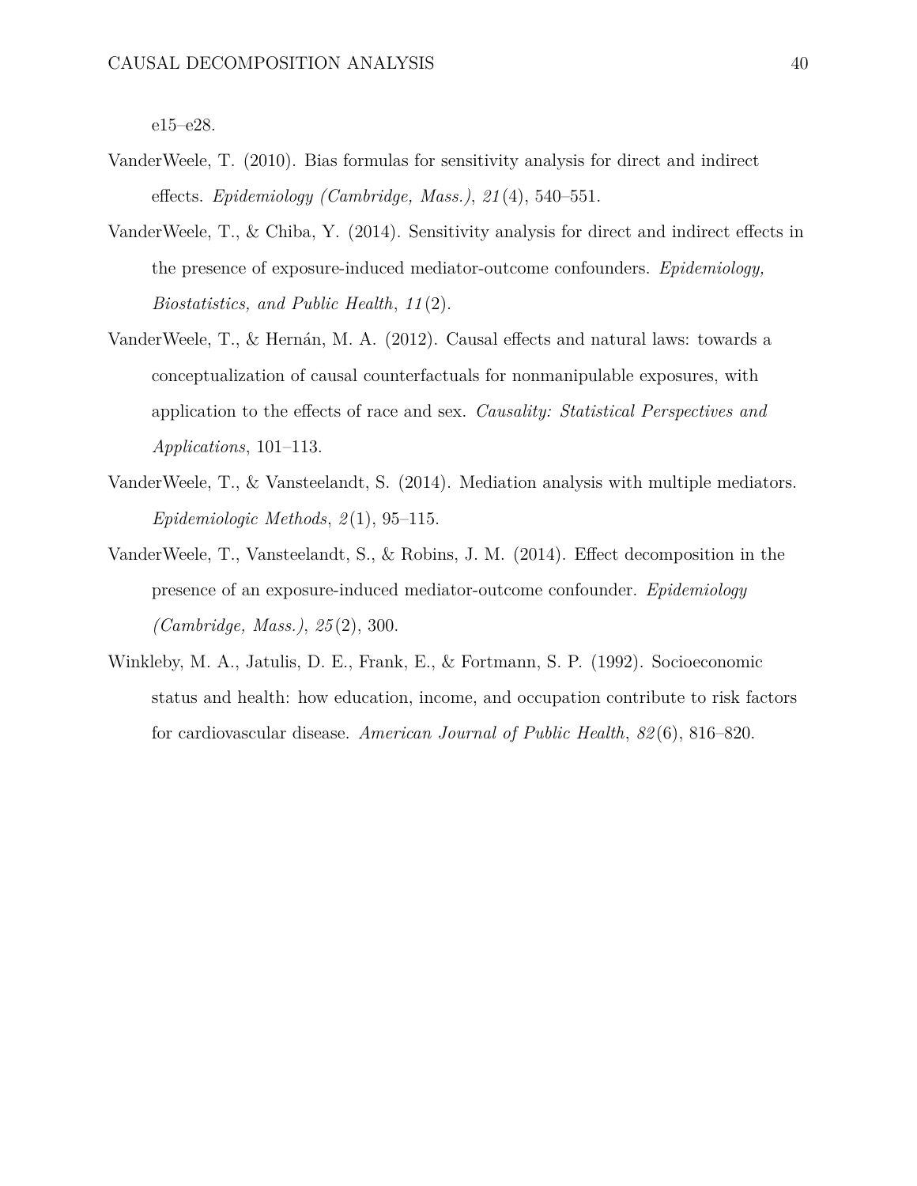e15–e28.

VanderWeele, T. (2010). Bias formulas for sensitivity analysis for direct and indirect effects. *Epidemiology (Cambridge, Mass.)*, *21*(4), 540–551.

VanderWeele, T., & Chiba, Y. (2014). Sensitivity analysis for direct and indirect effects in the presence of exposure-induced mediator-outcome confounders. *Epidemiology, Biostatistics, and Public Health*, *11*(2).

VanderWeele, T., & Hernán, M. A. (2012). Causal effects and natural laws: towards a conceptualization of causal counterfactuals for nonmanipulable exposures, with application to the effects of race and sex. *Causality: Statistical Perspectives and Applications*, 101–113.

VanderWeele, T., & Vansteelandt, S. (2014). Mediation analysis with multiple mediators. *Epidemiologic Methods*, *2*(1), 95–115.

VanderWeele, T., Vansteelandt, S., & Robins, J. M. (2014). Effect decomposition in the presence of an exposure-induced mediator-outcome confounder. *Epidemiology (Cambridge, Mass.)*, *25*(2), 300.

Winkleby, M. A., Jatulis, D. E., Frank, E., & Fortmann, S. P. (1992). Socioeconomic status and health: how education, income, and occupation contribute to risk factors for cardiovascular disease. *American Journal of Public Health*, *82*(6), 816–820.